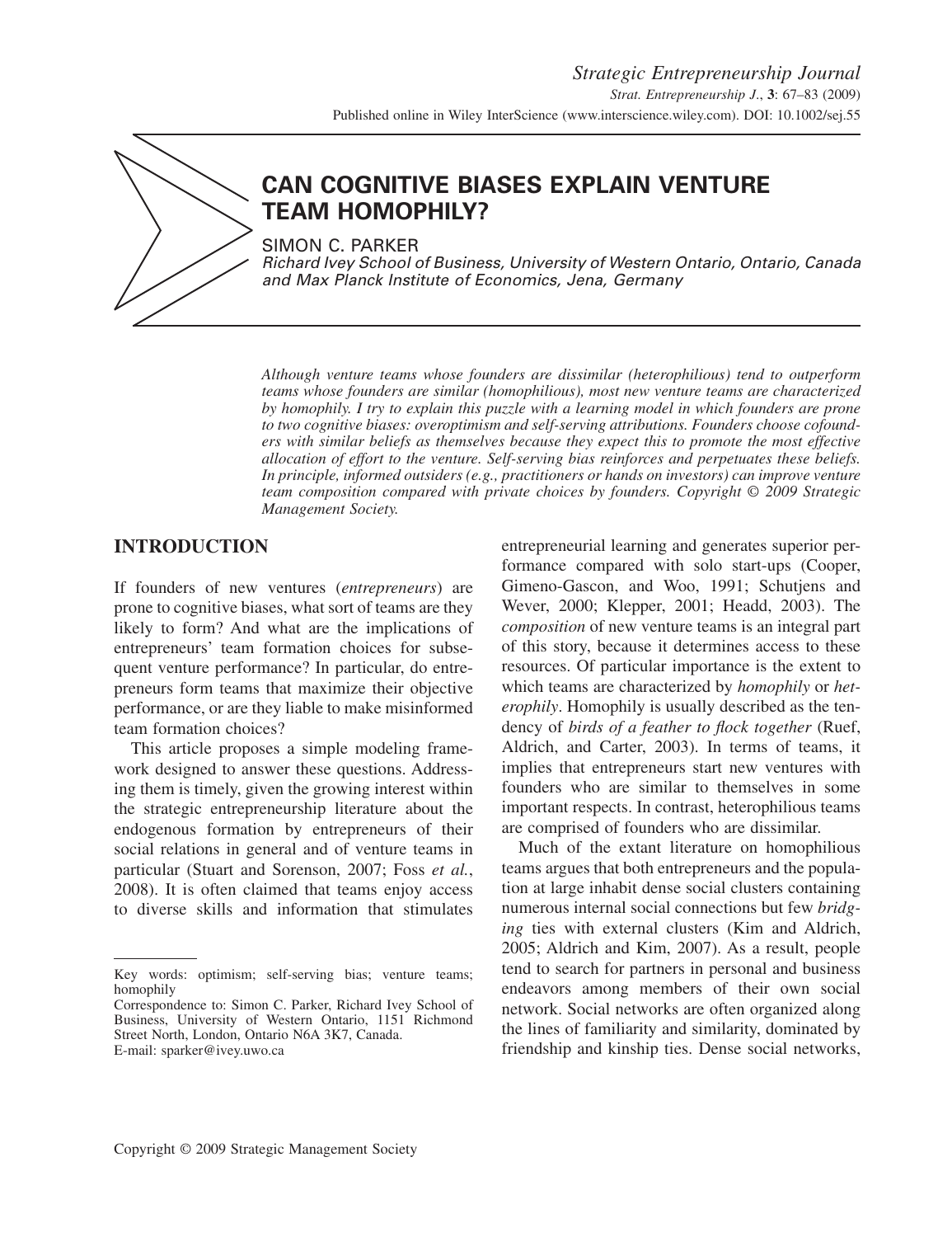# CAN COGNITIVE BIASES EXPLAIN VENTURE TEAM HOMOPHILY?

SIMON C. PARKER

*Richard Ivey School of Business, University of Western Ontario, Ontario, Canada and Max Planck Institute of Economics, Jena, Germany*

*Although venture teams whose founders are dissimilar (heterophilious) tend to outperform teams whose founders are similar (homophilious), most new venture teams are characterized by homophily. I try to explain this puzzle with a learning model in which founders are prone to two cognitive biases: overoptimism and self-serving attributions. Founders choose cofounders with similar beliefs as themselves because they expect this to promote the most effective allocation of effort to the venture. Self-serving bias reinforces and perpetuates these beliefs. In principle, informed outsiders (e.g., practitioners or hands on investors) can improve venture team composition compared with private choices by founders. Copyright © 2009 Strategic Management Society.*

## INTRODUCTION

If founders of new ventures (*entrepreneurs*) are prone to cognitive biases, what sort of teams are they likely to form? And what are the implications of entrepreneurs' team formation choices for subsequent venture performance? In particular, do entrepreneurs form teams that maximize their objective performance, or are they liable to make misinformed team formation choices?

This article proposes a simple modeling framework designed to answer these questions. Addressing them is timely, given the growing interest within the strategic entrepreneurship literature about the endogenous formation by entrepreneurs of their social relations in general and of venture teams in particular (Stuart and Sorenson, 2007; Foss *et al.*, 2008). It is often claimed that teams enjoy access to diverse skills and information that stimulates entrepreneurial learning and generates superior performance compared with solo start-ups (Cooper, Gimeno-Gascon, and Woo, 1991; Schutjens and Wever, 2000; Klepper, 2001; Headd, 2003). The *composition* of new venture teams is an integral part of this story, because it determines access to these resources. Of particular importance is the extent to which teams are characterized by *homophily* or *heterophily*. Homophily is usually described as the tendency of *birds of a feather to flock together* (Ruef, Aldrich, and Carter, 2003). In terms of teams, it implies that entrepreneurs start new ventures with founders who are similar to themselves in some important respects. In contrast, heterophilious teams are comprised of founders who are dissimilar.

Much of the extant literature on homophilious teams argues that both entrepreneurs and the population at large inhabit dense social clusters containing numerous internal social connections but few *bridging* ties with external clusters (Kim and Aldrich, 2005; Aldrich and Kim, 2007). As a result, people tend to search for partners in personal and business endeavors among members of their own social network. Social networks are often organized along the lines of familiarity and similarity, dominated by friendship and kinship ties. Dense social networks,

---

Key words: optimism; self-serving bias; venture teams; homophily

Correspondence to: Simon C. Parker, Richard Ivey School of Business, University of Western Ontario, 1151 Richmond Street North, London, Ontario N6A 3K7, Canada. E-mail: sparker@ivey.uwo.ca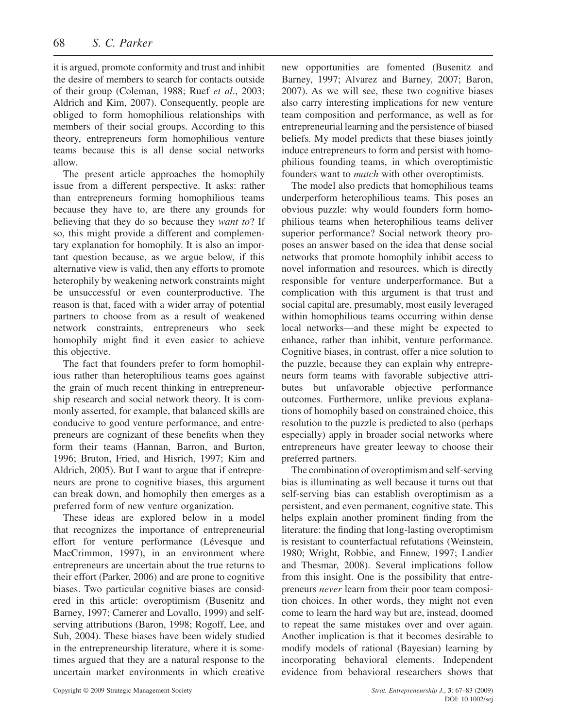it is argued, promote conformity and trust and inhibit the desire of members to search for contacts outside of their group (Coleman, 1988; Ruef *et al*., 2003; Aldrich and Kim, 2007). Consequently, people are obliged to form homophilious relationships with members of their social groups. According to this theory, entrepreneurs form homophilious venture teams because this is all dense social networks allow.

The present article approaches the homophily issue from a different perspective. It asks: rather than entrepreneurs forming homophilious teams because they have to, are there any grounds for believing that they do so because they *want to*? If so, this might provide a different and complementary explanation for homophily. It is also an important question because, as we argue below, if this alternative view is valid, then any efforts to promote heterophily by weakening network constraints might be unsuccessful or even counterproductive. The reason is that, faced with a wider array of potential partners to choose from as a result of weakened network constraints, entrepreneurs who seek homophily might find it even easier to achieve this objective.

The fact that founders prefer to form homophilious rather than heterophilious teams goes against the grain of much recent thinking in entrepreneurship research and social network theory. It is commonly asserted, for example, that balanced skills are conducive to good venture performance, and entrepreneurs are cognizant of these benefits when they form their teams (Hannan, Barron, and Burton, 1996; Bruton, Fried, and Hisrich, 1997; Kim and Aldrich, 2005). But I want to argue that if entrepreneurs are prone to cognitive biases, this argument can break down, and homophily then emerges as a preferred form of new venture organization.

These ideas are explored below in a model that recognizes the importance of entrepreneurial effort for venture performance (Lévesque and MacCrimmon, 1997), in an environment where entrepreneurs are uncertain about the true returns to their effort (Parker, 2006) and are prone to cognitive biases. Two particular cognitive biases are considered in this article: overoptimism (Busenitz and Barney, 1997; Camerer and Lovallo, 1999) and self-serving attributions (Baron, 1998; Rogoff, Lee, and Suh, 2004). These biases have been widely studied in the entrepreneurship literature, where it is sometimes argued that they are a natural response to the uncertain market environments in which creative new opportunities are fomented (Busenitz and Barney, 1997; Alvarez and Barney, 2007; Baron, 2007). As we will see, these two cognitive biases also carry interesting implications for new venture team composition and performance, as well as for entrepreneurial learning and the persistence of biased beliefs. My model predicts that these biases jointly induce entrepreneurs to form and persist with homophilious founding teams, in which overoptimistic founders want to *match* with other overoptimists.

The model also predicts that homophilious teams underperform heterophilious teams. This poses an obvious puzzle: why would founders form homophilious teams when heterophilious teams deliver superior performance? Social network theory proposes an answer based on the idea that dense social networks that promote homophily inhibit access to novel information and resources, which is directly responsible for venture underperformance. But a complication with this argument is that trust and social capital are, presumably, most easily leveraged within homophilious teams occurring within dense local networks—and these might be expected to enhance, rather than inhibit, venture performance. Cognitive biases, in contrast, offer a nice solution to the puzzle, because they can explain why entrepreneurs form teams with favorable subjective attributes but unfavorable objective performance outcomes. Furthermore, unlike previous explanations of homophily based on constrained choice, this resolution to the puzzle is predicted to also (perhaps especially) apply in broader social networks where entrepreneurs have greater leeway to choose their preferred partners.

The combination of overoptimism and self-serving bias is illuminating as well because it turns out that self-serving bias can establish overoptimism as a persistent, and even permanent, cognitive state. This helps explain another prominent finding from the literature: the finding that long-lasting overoptimism is resistant to counterfactual refutations (Weinstein, 1980; Wright, Robbie, and Ennew, 1997; Landier and Thesmar, 2008). Several implications follow from this insight. One is the possibility that entrepreneurs *never* learn from their poor team composition choices. In other words, they might not even come to learn the hard way but are, instead, doomed to repeat the same mistakes over and over again. Another implication is that it becomes desirable to modify models of rational (Bayesian) learning by incorporating behavioral elements. Independent evidence from behavioral researchers shows that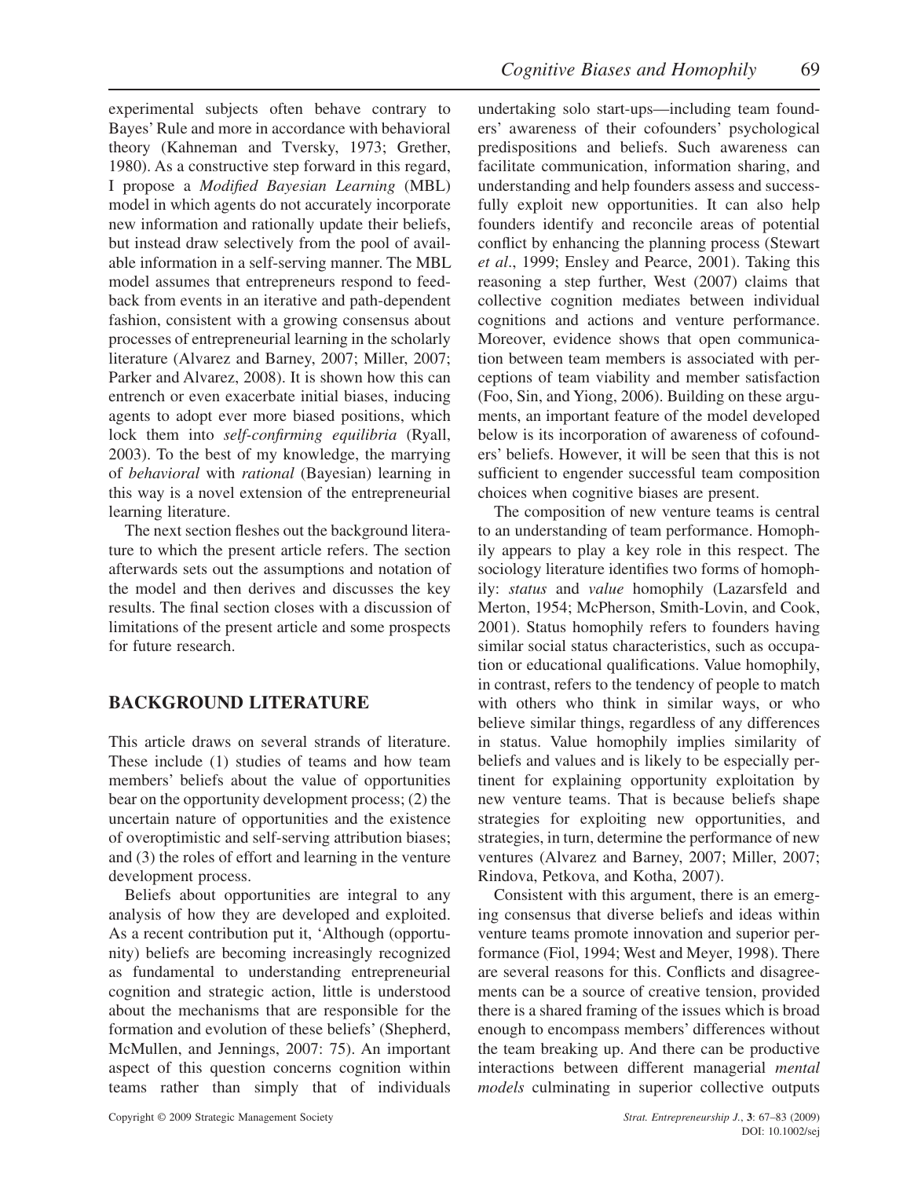experimental subjects often behave contrary to Bayes' Rule and more in accordance with behavioral theory (Kahneman and Tversky, 1973; Grether, 1980). As a constructive step forward in this regard, I propose a *Modified Bayesian Learning* (MBL) model in which agents do not accurately incorporate new information and rationally update their beliefs, but instead draw selectively from the pool of available information in a self-serving manner. The MBL model assumes that entrepreneurs respond to feedback from events in an iterative and path-dependent fashion, consistent with a growing consensus about processes of entrepreneurial learning in the scholarly literature (Alvarez and Barney, 2007; Miller, 2007; Parker and Alvarez, 2008). It is shown how this can entrench or even exacerbate initial biases, inducing agents to adopt ever more biased positions, which lock them into *self-confirming equilibria* (Ryall, 2003). To the best of my knowledge, the marrying of *behavioral* with *rational* (Bayesian) learning in this way is a novel extension of the entrepreneurial learning literature.

The next section fleshes out the background literature to which the present article refers. The section afterwards sets out the assumptions and notation of the model and then derives and discusses the key results. The final section closes with a discussion of limitations of the present article and some prospects for future research.

## BACKGROUND LITERATURE

This article draws on several strands of literature. These include (1) studies of teams and how team members' beliefs about the value of opportunities bear on the opportunity development process; (2) the uncertain nature of opportunities and the existence of overoptimistic and self-serving attribution biases; and (3) the roles of effort and learning in the venture development process.

Beliefs about opportunities are integral to any analysis of how they are developed and exploited. As a recent contribution put it, 'Although (opportunity) beliefs are becoming increasingly recognized as fundamental to understanding entrepreneurial cognition and strategic action, little is understood about the mechanisms that are responsible for the formation and evolution of these beliefs' (Shepherd, McMullen, and Jennings, 2007: 75). An important aspect of this question concerns cognition within teams rather than simply that of individuals undertaking solo start-ups—including team founders' awareness of their cofounders' psychological predispositions and beliefs. Such awareness can facilitate communication, information sharing, and understanding and help founders assess and successfully exploit new opportunities. It can also help founders identify and reconcile areas of potential conflict by enhancing the planning process (Stewart *et al*., 1999; Ensley and Pearce, 2001). Taking this reasoning a step further, West (2007) claims that collective cognition mediates between individual cognitions and actions and venture performance. Moreover, evidence shows that open communication between team members is associated with perceptions of team viability and member satisfaction (Foo, Sin, and Yiong, 2006). Building on these arguments, an important feature of the model developed below is its incorporation of awareness of cofounders' beliefs. However, it will be seen that this is not sufficient to engender successful team composition choices when cognitive biases are present.

The composition of new venture teams is central to an understanding of team performance. Homophily appears to play a key role in this respect. The sociology literature identifies two forms of homophily: *status* and *value* homophily (Lazarsfeld and Merton, 1954; McPherson, Smith-Lovin, and Cook, 2001). Status homophily refers to founders having similar social status characteristics, such as occupation or educational qualifications. Value homophily, in contrast, refers to the tendency of people to match with others who think in similar ways, or who believe similar things, regardless of any differences in status. Value homophily implies similarity of beliefs and values and is likely to be especially pertinent for explaining opportunity exploitation by new venture teams. That is because beliefs shape strategies for exploiting new opportunities, and strategies, in turn, determine the performance of new ventures (Alvarez and Barney, 2007; Miller, 2007; Rindova, Petkova, and Kotha, 2007).

Consistent with this argument, there is an emerging consensus that diverse beliefs and ideas within venture teams promote innovation and superior performance (Fiol, 1994; West and Meyer, 1998). There are several reasons for this. Conflicts and disagreements can be a source of creative tension, provided there is a shared framing of the issues which is broad enough to encompass members' differences without the team breaking up. And there can be productive interactions between different managerial *mental models* culminating in superior collective outputs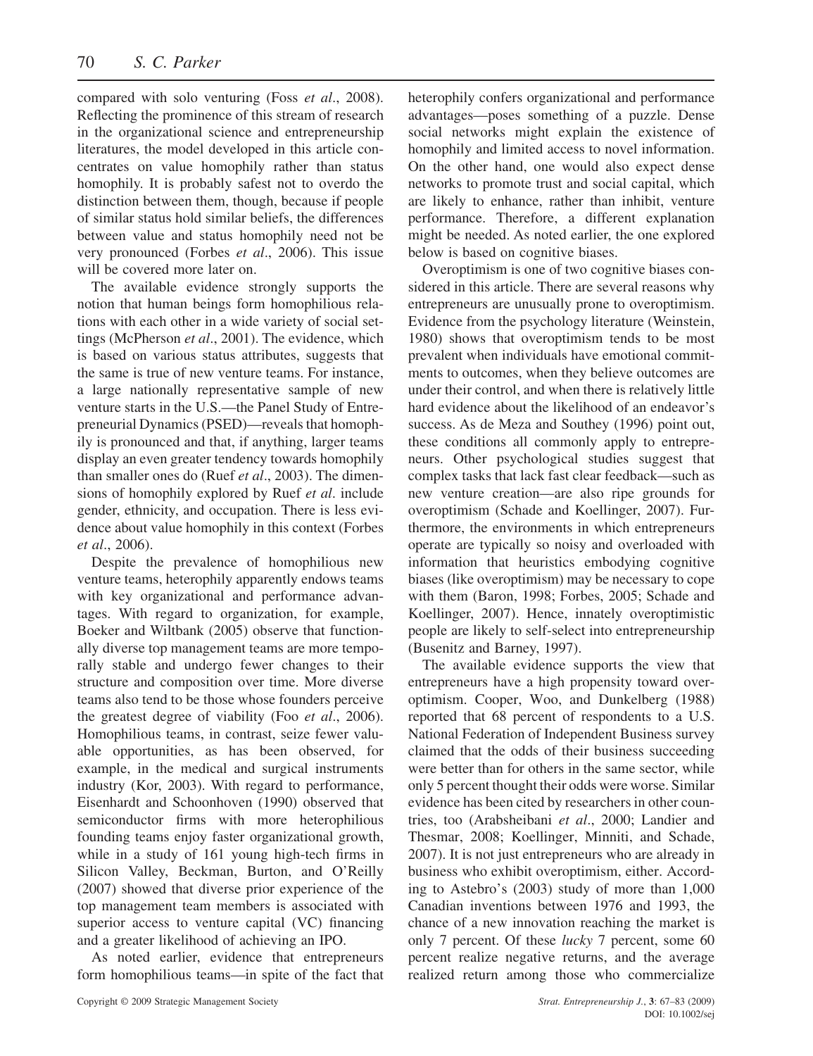compared with solo venturing (Foss *et al*., 2008). Reflecting the prominence of this stream of research in the organizational science and entrepreneurship literatures, the model developed in this article concentrates on value homophily rather than status homophily. It is probably safest not to overdo the distinction between them, though, because if people of similar status hold similar beliefs, the differences between value and status homophily need not be very pronounced (Forbes *et al*., 2006). This issue will be covered more later on.

The available evidence strongly supports the notion that human beings form homophilious relations with each other in a wide variety of social settings (McPherson *et al*., 2001). The evidence, which is based on various status attributes, suggests that the same is true of new venture teams. For instance, a large nationally representative sample of new venture starts in the U.S.—the Panel Study of Entrepreneurial Dynamics (PSED)—reveals that homophily is pronounced and that, if anything, larger teams display an even greater tendency towards homophily than smaller ones do (Ruef *et al*., 2003). The dimensions of homophily explored by Ruef *et al*. include gender, ethnicity, and occupation. There is less evidence about value homophily in this context (Forbes *et al*., 2006).

Despite the prevalence of homophilious new venture teams, heterophily apparently endows teams with key organizational and performance advantages. With regard to organization, for example, Boeker and Wiltbank (2005) observe that functionally diverse top management teams are more temporally stable and undergo fewer changes to their structure and composition over time. More diverse teams also tend to be those whose founders perceive the greatest degree of viability (Foo *et al*., 2006). Homophilious teams, in contrast, seize fewer valuable opportunities, as has been observed, for example, in the medical and surgical instruments industry (Kor, 2003). With regard to performance, Eisenhardt and Schoonhoven (1990) observed that semiconductor firms with more heterophilious founding teams enjoy faster organizational growth, while in a study of 161 young high-tech firms in Silicon Valley, Beckman, Burton, and O'Reilly (2007) showed that diverse prior experience of the top management team members is associated with superior access to venture capital (VC) financing and a greater likelihood of achieving an IPO.

As noted earlier, evidence that entrepreneurs form homophilious teams—in spite of the fact that heterophily confers organizational and performance advantages—poses something of a puzzle. Dense social networks might explain the existence of homophily and limited access to novel information. On the other hand, one would also expect dense networks to promote trust and social capital, which are likely to enhance, rather than inhibit, venture performance. Therefore, a different explanation might be needed. As noted earlier, the one explored below is based on cognitive biases.

Overoptimism is one of two cognitive biases considered in this article. There are several reasons why entrepreneurs are unusually prone to overoptimism. Evidence from the psychology literature (Weinstein, 1980) shows that overoptimism tends to be most prevalent when individuals have emotional commitments to outcomes, when they believe outcomes are under their control, and when there is relatively little hard evidence about the likelihood of an endeavor's success. As de Meza and Southey (1996) point out, these conditions all commonly apply to entrepreneurs. Other psychological studies suggest that complex tasks that lack fast clear feedback—such as new venture creation—are also ripe grounds for overoptimism (Schade and Koellinger, 2007). Furthermore, the environments in which entrepreneurs operate are typically so noisy and overloaded with information that heuristics embodying cognitive biases (like overoptimism) may be necessary to cope with them (Baron, 1998; Forbes, 2005; Schade and Koellinger, 2007). Hence, innately overoptimistic people are likely to self-select into entrepreneurship (Busenitz and Barney, 1997).

The available evidence supports the view that entrepreneurs have a high propensity toward overoptimism. Cooper, Woo, and Dunkelberg (1988) reported that 68 percent of respondents to a U.S. National Federation of Independent Business survey claimed that the odds of their business succeeding were better than for others in the same sector, while only 5 percent thought their odds were worse. Similar evidence has been cited by researchers in other countries, too (Arabsheibani *et al*., 2000; Landier and Thesmar, 2008; Koellinger, Minniti, and Schade, 2007). It is not just entrepreneurs who are already in business who exhibit overoptimism, either. According to Astebro's (2003) study of more than 1,000 Canadian inventions between 1976 and 1993, the chance of a new innovation reaching the market is only 7 percent. Of these *lucky* 7 percent, some 60 percent realize negative returns, and the average realized return among those who commercialize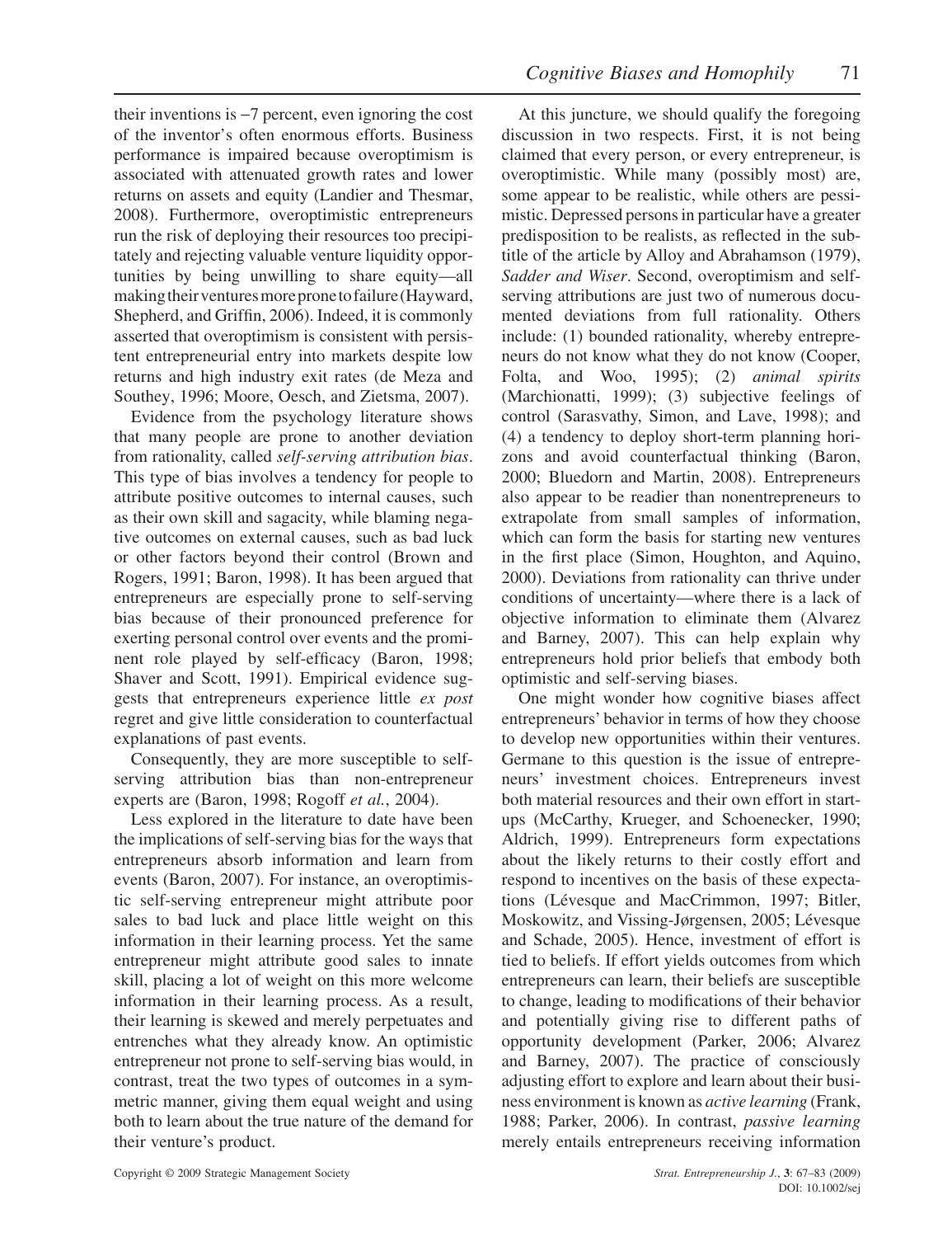their inventions is −7 percent, even ignoring the cost of the inventor's often enormous efforts. Business performance is impaired because overoptimism is associated with attenuated growth rates and lower returns on assets and equity (Landier and Thesmar, 2008). Furthermore, overoptimistic entrepreneurs run the risk of deploying their resources too precipitately and rejecting valuable venture liquidity opportunities by being unwilling to share equity—all making their ventures more prone to failure (Hayward, Shepherd, and Griffin, 2006). Indeed, it is commonly asserted that overoptimism is consistent with persistent entrepreneurial entry into markets despite low returns and high industry exit rates (de Meza and Southey, 1996; Moore, Oesch, and Zietsma, 2007).

Evidence from the psychology literature shows that many people are prone to another deviation from rationality, called *self-serving attribution bias*. This type of bias involves a tendency for people to attribute positive outcomes to internal causes, such as their own skill and sagacity, while blaming negative outcomes on external causes, such as bad luck or other factors beyond their control (Brown and Rogers, 1991; Baron, 1998). It has been argued that entrepreneurs are especially prone to self-serving bias because of their pronounced preference for exerting personal control over events and the prominent role played by self-efficacy (Baron, 1998; Shaver and Scott, 1991). Empirical evidence suggests that entrepreneurs experience little *ex post* regret and give little consideration to counterfactual explanations of past events.

Consequently, they are more susceptible to self-serving attribution bias than non-entrepreneur experts are (Baron, 1998; Rogoff *et al.*, 2004).

Less explored in the literature to date have been the implications of self-serving bias for the ways that entrepreneurs absorb information and learn from events (Baron, 2007). For instance, an overoptimistic self-serving entrepreneur might attribute poor sales to bad luck and place little weight on this information in their learning process. Yet the same entrepreneur might attribute good sales to innate skill, placing a lot of weight on this more welcome information in their learning process. As a result, their learning is skewed and merely perpetuates and entrenches what they already know. An optimistic entrepreneur not prone to self-serving bias would, in contrast, treat the two types of outcomes in a symmetric manner, giving them equal weight and using both to learn about the true nature of the demand for their venture's product.

At this juncture, we should qualify the foregoing discussion in two respects. First, it is not being claimed that every person, or every entrepreneur, is overoptimistic. While many (possibly most) are, some appear to be realistic, while others are pessimistic. Depressed persons in particular have a greater predisposition to be realists, as reflected in the subtitle of the article by Alloy and Abrahamson (1979), *Sadder and Wiser*. Second, overoptimism and self-serving attributions are just two of numerous documented deviations from full rationality. Others include: (1) bounded rationality, whereby entrepreneurs do not know what they do not know (Cooper, Folta, and Woo, 1995); (2) *animal spirits* (Marchionatti, 1999); (3) subjective feelings of control (Sarasvathy, Simon, and Lave, 1998); and (4) a tendency to deploy short-term planning horizons and avoid counterfactual thinking (Baron, 2000; Bluedorn and Martin, 2008). Entrepreneurs also appear to be readier than nonentrepreneurs to extrapolate from small samples of information, which can form the basis for starting new ventures in the first place (Simon, Houghton, and Aquino, 2000). Deviations from rationality can thrive under conditions of uncertainty—where there is a lack of objective information to eliminate them (Alvarez and Barney, 2007). This can help explain why entrepreneurs hold prior beliefs that embody both optimistic and self-serving biases.

One might wonder how cognitive biases affect entrepreneurs' behavior in terms of how they choose to develop new opportunities within their ventures. Germane to this question is the issue of entrepreneurs' investment choices. Entrepreneurs invest both material resources and their own effort in startups (McCarthy, Krueger, and Schoenecker, 1990; Aldrich, 1999). Entrepreneurs form expectations about the likely returns to their costly effort and respond to incentives on the basis of these expectations (Lévesque and MacCrimmon, 1997; Bitler, Moskowitz, and Vissing-Jørgensen, 2005; Lévesque and Schade, 2005). Hence, investment of effort is tied to beliefs. If effort yields outcomes from which entrepreneurs can learn, their beliefs are susceptible to change, leading to modifications of their behavior and potentially giving rise to different paths of opportunity development (Parker, 2006; Alvarez and Barney, 2007). The practice of consciously adjusting effort to explore and learn about their business environment is known as *active learning* (Frank, 1988; Parker, 2006). In contrast, *passive learning* merely entails entrepreneurs receiving information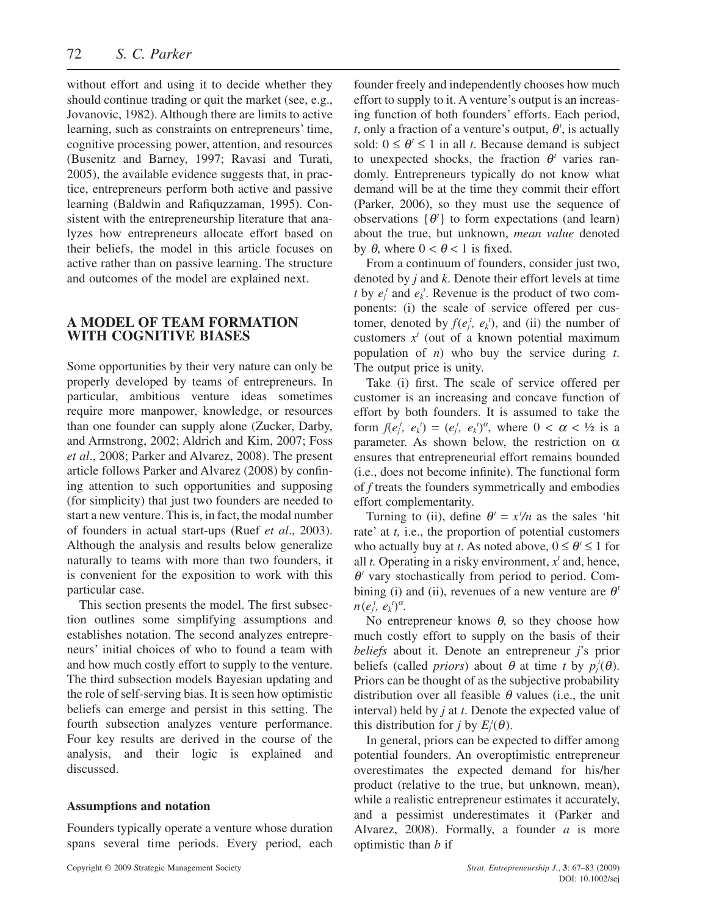without effort and using it to decide whether they should continue trading or quit the market (see, e.g., Jovanovic, 1982). Although there are limits to active learning, such as constraints on entrepreneurs' time, cognitive processing power, attention, and resources (Busenitz and Barney, 1997; Ravasi and Turati, 2005), the available evidence suggests that, in practice, entrepreneurs perform both active and passive learning (Baldwin and Rafiquzzaman, 1995). Consistent with the entrepreneurship literature that analyzes how entrepreneurs allocate effort based on their beliefs, the model in this article focuses on active rather than on passive learning. The structure and outcomes of the model are explained next.

## A MODEL OF TEAM FORMATION WITH COGNITIVE BIASES

Some opportunities by their very nature can only be properly developed by teams of entrepreneurs. In particular, ambitious venture ideas sometimes require more manpower, knowledge, or resources than one founder can supply alone (Zucker, Darby, and Armstrong, 2002; Aldrich and Kim, 2007; Foss *et al*., 2008; Parker and Alvarez, 2008). The present article follows Parker and Alvarez (2008) by confining attention to such opportunities and supposing (for simplicity) that just two founders are needed to start a new venture. This is, in fact, the modal number of founders in actual start-ups (Ruef *et al*., 2003). Although the analysis and results below generalize naturally to teams with more than two founders, it is convenient for the exposition to work with this particular case.

This section presents the model. The first subsection outlines some simplifying assumptions and establishes notation. The second analyzes entrepreneurs' initial choices of who to found a team with and how much costly effort to supply to the venture. The third subsection models Bayesian updating and the role of self-serving bias. It is seen how optimistic beliefs can emerge and persist in this setting. The fourth subsection analyzes venture performance. Four key results are derived in the course of the analysis, and their logic is explained and discussed.

### Assumptions and notation

Founders typically operate a venture whose duration spans several time periods. Every period, each founder freely and independently chooses how much effort to supply to it. A venture's output is an increasing function of both founders' efforts. Each period, $t$, only a fraction of a venture's output, $\theta^t$, is actually sold: $0 \le \theta^t \le 1$ in all $t$. Because demand is subject to unexpected shocks, the fraction $\theta^t$ varies randomly. Entrepreneurs typically do not know what demand will be at the time they commit their effort (Parker, 2006), so they must use the sequence of observations $\{\theta^t\}$ to form expectations (and learn) about the true, but unknown, *mean value* denoted by $\theta$, where $0 < \theta < 1$ is fixed.

From a continuum of founders, consider just two, denoted by $j$ and $k$. Denote their effort levels at time $t$ by $e_j^t$ and $e_k^t$. Revenue is the product of two components: (i) the scale of service offered per customer, denoted by $f(e_j^t, e_k^t)$, and (ii) the number of customers $x^t$ (out of a known potential maximum population of $n$) who buy the service during $t$. The output price is unity.

Take (i) first. The scale of service offered per customer is an increasing and concave function of effort by both founders. It is assumed to take the form $f(e_j^t, e_k^t) = (e_j^t, e_k^t)^\alpha$, where $0 < \alpha < ½$ is a parameter. As shown below, the restriction on $\alpha$ ensures that entrepreneurial effort remains bounded (i.e., does not become infinite). The functional form of $f$ treats the founders symmetrically and embodies effort complementarity.

Turning to (ii), define $\theta^t = x^t/n$ as the sales 'hit rate' at $t$, i.e., the proportion of potential customers who actually buy at $t$. As noted above, $0 \le \theta^t \le 1$ for all $t$. Operating in a risky environment, $x^t$ and, hence, $\theta^t$ vary stochastically from period to period. Combining (i) and (ii), revenues of a new venture are $\theta^t n(e_j^t, e_k^t)^\alpha$.

No entrepreneur knows $\theta$, so they choose how much costly effort to supply on the basis of their *beliefs* about it. Denote an entrepreneur $j$'s prior beliefs (called *priors*) about $\theta$ at time $t$ by $p_j^t(\theta)$. Priors can be thought of as the subjective probability distribution over all feasible $\theta$ values (i.e., the unit interval) held by $j$ at $t$. Denote the expected value of this distribution for $j$ by $E_j^t(\theta)$.

In general, priors can be expected to differ among potential founders. An overoptimistic entrepreneur overestimates the expected demand for his/her product (relative to the true, but unknown, mean), while a realistic entrepreneur estimates it accurately, and a pessimist underestimates it (Parker and Alvarez, 2008). Formally, a founder $a$ is more optimistic than $b$ if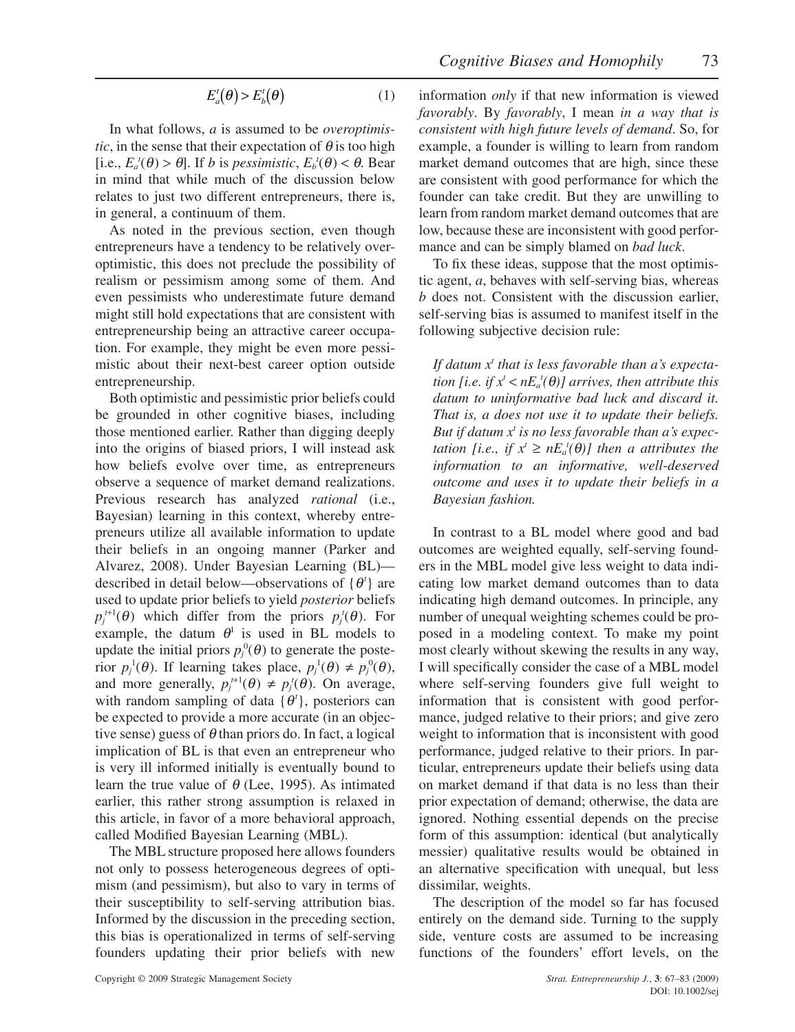$$E_a^t(\theta) > E_b^t(\theta) \tag{1}$$

In what follows, $a$ is assumed to be *overoptimistic*, in the sense that their expectation of $\theta$ is too high [i.e., $E_a^t(\theta) > \theta$]. If $b$ is *pessimistic*, $E_b^t(\theta) < \theta$. Bear in mind that while much of the discussion below relates to just two different entrepreneurs, there is, in general, a continuum of them.

As noted in the previous section, even though entrepreneurs have a tendency to be relatively overoptimistic, this does not preclude the possibility of realism or pessimism among some of them. And even pessimists who underestimate future demand might still hold expectations that are consistent with entrepreneurship being an attractive career occupation. For example, they might be even more pessimistic about their next-best career option outside entrepreneurship.

Both optimistic and pessimistic prior beliefs could be grounded in other cognitive biases, including those mentioned earlier. Rather than digging deeply into the origins of biased priors, I will instead ask how beliefs evolve over time, as entrepreneurs observe a sequence of market demand realizations. Previous research has analyzed *rational* (i.e., Bayesian) learning in this context, whereby entrepreneurs utilize all available information to update their beliefs in an ongoing manner (Parker and Alvarez, 2008). Under Bayesian Learning (BL)—described in detail below—observations of $\{\theta^t\}$ are used to update prior beliefs to yield *posterior* beliefs $p_j^{t+1}(\theta)$ which differ from the priors $p_j^t(\theta)$. For example, the datum $\theta^1$ is used in BL models to update the initial priors $p_j^0(\theta)$ to generate the posterior $p_j^1(\theta)$. If learning takes place, $p_j^1(\theta) \neq p_j^0(\theta)$, and more generally, $p_j^{t+1}(\theta) \neq p_j^t(\theta)$. On average, with random sampling of data $\{\theta^t\}$, posteriors can be expected to provide a more accurate (in an objective sense) guess of $\theta$ than priors do. In fact, a logical implication of BL is that even an entrepreneur who is very ill informed initially is eventually bound to learn the true value of $\theta$ (Lee, 1995). As intimated earlier, this rather strong assumption is relaxed in this article, in favor of a more behavioral approach, called Modified Bayesian Learning (MBL).

The MBL structure proposed here allows founders not only to possess heterogeneous degrees of optimism (and pessimism), but also to vary in terms of their susceptibility to self-serving attribution bias. Informed by the discussion in the preceding section, this bias is operationalized in terms of self-serving founders updating their prior beliefs with new information *only* if that new information is viewed *favorably*. By *favorably*, I mean *in a way that is consistent with high future levels of demand*. So, for example, a founder is willing to learn from random market demand outcomes that are high, since these are consistent with good performance for which the founder can take credit. But they are unwilling to learn from random market demand outcomes that are low, because these are inconsistent with good performance and can be simply blamed on *bad luck*.

To fix these ideas, suppose that the most optimistic agent, $a$, behaves with self-serving bias, whereas $b$ does not. Consistent with the discussion earlier, self-serving bias is assumed to manifest itself in the following subjective decision rule:

> *If datum $x^t$ that is less favorable than a's expectation [i.e. if $x^t < nE_a^t(\theta)$] arrives, then attribute this datum to uninformative bad luck and discard it. That is, a does not use it to update their beliefs. But if datum $x^t$ is no less favorable than a's expectation [i.e., if $x^t \geq nE_a^t(\theta)$] then a attributes the information to an informative, well-deserved outcome and uses it to update their beliefs in a Bayesian fashion.*

In contrast to a BL model where good and bad outcomes are weighted equally, self-serving founders in the MBL model give less weight to data indicating low market demand outcomes than to data indicating high demand outcomes. In principle, any number of unequal weighting schemes could be proposed in a modeling context. To make my point most clearly without skewing the results in any way, I will specifically consider the case of a MBL model where self-serving founders give full weight to information that is consistent with good performance, judged relative to their priors; and give zero weight to information that is inconsistent with good performance, judged relative to their priors. In particular, entrepreneurs update their beliefs using data on market demand if that data is no less than their prior expectation of demand; otherwise, the data are ignored. Nothing essential depends on the precise form of this assumption: identical (but analytically messier) qualitative results would be obtained in an alternative specification with unequal, but less dissimilar, weights.

The description of the model so far has focused entirely on the demand side. Turning to the supply side, venture costs are assumed to be increasing functions of the founders' effort levels, on the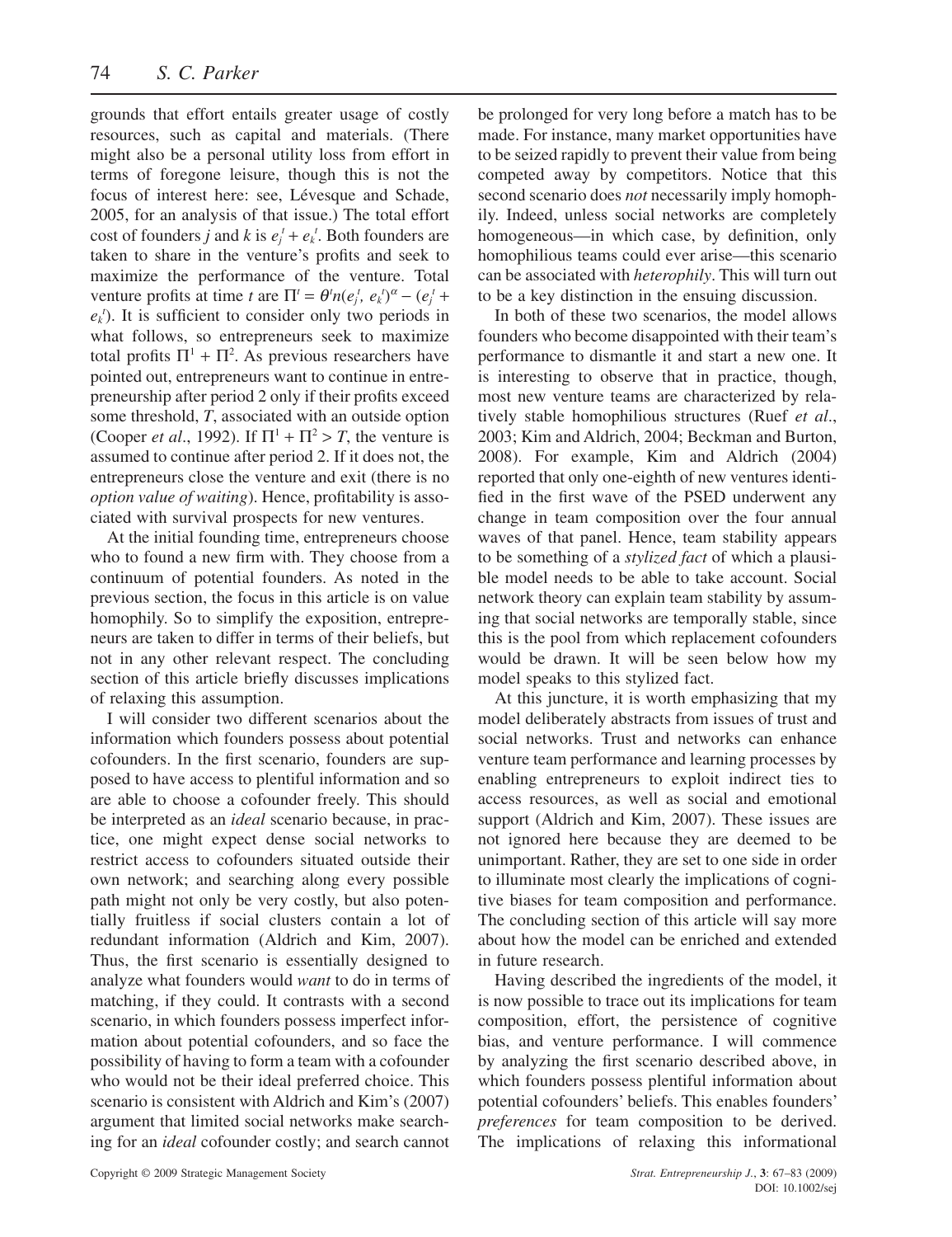grounds that effort entails greater usage of costly resources, such as capital and materials. (There might also be a personal utility loss from effort in terms of foregone leisure, though this is not the focus of interest here: see, Lévesque and Schade, 2005, for an analysis of that issue.) The total effort cost of founders $j$ and $k$ is $e_j^t + e_k^t$. Both founders are taken to share in the venture's profits and seek to maximize the performance of the venture. Total venture profits at time $t$ are $\Pi^t = \theta^t n(e_j^t, e_k^t)^\alpha - (e_j^t + e_k^t)$. It is sufficient to consider only two periods in what follows, so entrepreneurs seek to maximize total profits $\Pi^1 + \Pi^2$. As previous researchers have pointed out, entrepreneurs want to continue in entrepreneurship after period 2 only if their profits exceed some threshold, $T$, associated with an outside option (Cooper *et al*., 1992). If $\Pi^1 + \Pi^2 > T$, the venture is assumed to continue after period 2. If it does not, the entrepreneurs close the venture and exit (there is no *option value of waiting*). Hence, profitability is associated with survival prospects for new ventures.

At the initial founding time, entrepreneurs choose who to found a new firm with. They choose from a continuum of potential founders. As noted in the previous section, the focus in this article is on value homophily. So to simplify the exposition, entrepreneurs are taken to differ in terms of their beliefs, but not in any other relevant respect. The concluding section of this article briefly discusses implications of relaxing this assumption.

I will consider two different scenarios about the information which founders possess about potential cofounders. In the first scenario, founders are supposed to have access to plentiful information and so are able to choose a cofounder freely. This should be interpreted as an *ideal* scenario because, in practice, one might expect dense social networks to restrict access to cofounders situated outside their own network; and searching along every possible path might not only be very costly, but also potentially fruitless if social clusters contain a lot of redundant information (Aldrich and Kim, 2007). Thus, the first scenario is essentially designed to analyze what founders would *want* to do in terms of matching, if they could. It contrasts with a second scenario, in which founders possess imperfect information about potential cofounders, and so face the possibility of having to form a team with a cofounder who would not be their ideal preferred choice. This scenario is consistent with Aldrich and Kim's (2007) argument that limited social networks make searching for an *ideal* cofounder costly; and search cannot be prolonged for very long before a match has to be made. For instance, many market opportunities have to be seized rapidly to prevent their value from being competed away by competitors. Notice that this second scenario does *not* necessarily imply homophily. Indeed, unless social networks are completely homogeneous—in which case, by definition, only homophilious teams could ever arise—this scenario can be associated with *heterophily*. This will turn out to be a key distinction in the ensuing discussion.

In both of these two scenarios, the model allows founders who become disappointed with their team's performance to dismantle it and start a new one. It is interesting to observe that in practice, though, most new venture teams are characterized by relatively stable homophilious structures (Ruef *et al*., 2003; Kim and Aldrich, 2004; Beckman and Burton, 2008). For example, Kim and Aldrich (2004) reported that only one-eighth of new ventures identified in the first wave of the PSED underwent any change in team composition over the four annual waves of that panel. Hence, team stability appears to be something of a *stylized fact* of which a plausible model needs to be able to take account. Social network theory can explain team stability by assuming that social networks are temporally stable, since this is the pool from which replacement cofounders would be drawn. It will be seen below how my model speaks to this stylized fact.

At this juncture, it is worth emphasizing that my model deliberately abstracts from issues of trust and social networks. Trust and networks can enhance venture team performance and learning processes by enabling entrepreneurs to exploit indirect ties to access resources, as well as social and emotional support (Aldrich and Kim, 2007). These issues are not ignored here because they are deemed to be unimportant. Rather, they are set to one side in order to illuminate most clearly the implications of cognitive biases for team composition and performance. The concluding section of this article will say more about how the model can be enriched and extended in future research.

Having described the ingredients of the model, it is now possible to trace out its implications for team composition, effort, the persistence of cognitive bias, and venture performance. I will commence by analyzing the first scenario described above, in which founders possess plentiful information about potential cofounders' beliefs. This enables founders' *preferences* for team composition to be derived. The implications of relaxing this informational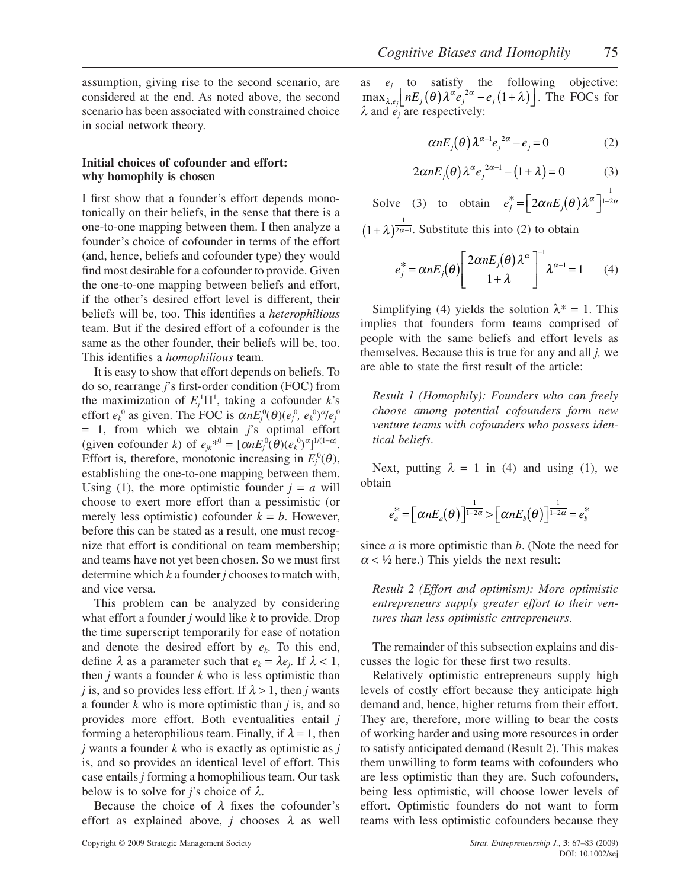assumption, giving rise to the second scenario, are considered at the end. As noted above, the second scenario has been associated with constrained choice in social network theory.

### Initial choices of cofounder and effort: why homophily is chosen

I first show that a founder's effort depends monotonically on their beliefs, in the sense that there is a one-to-one mapping between them. I then analyze a founder's choice of cofounder in terms of the effort (and, hence, beliefs and cofounder type) they would find most desirable for a cofounder to provide. Given the one-to-one mapping between beliefs and effort, if the other's desired effort level is different, their beliefs will be, too. This identifies a *heterophilious* team. But if the desired effort of a cofounder is the same as the other founder, their beliefs will be, too. This identifies a *homophilious* team.

It is easy to show that effort depends on beliefs. To do so, rearrange $j$'s first-order condition (FOC) from the maximization of $E_j^1\Pi^1$, taking a cofounder $k$'s effort $e_k^0$ as given. The FOC is $\alpha n E_j^0(\theta)(e_j^0, e_k^0)^\alpha / e_j^0 = 1$, from which we obtain $j$'s optimal effort (given cofounder $k$) of $e_{jk}{}^{*0} = [\alpha n E_j^0(\theta)(e_k^0)^\alpha]^{1/(1-\alpha)}$. Effort is, therefore, monotonic increasing in $E_j^0(\theta)$, establishing the one-to-one mapping between them. Using (1), the more optimistic founder $j = a$ will choose to exert more effort than a pessimistic (or merely less optimistic) cofounder $k = b$. However, before this can be stated as a result, one must recognize that effort is conditional on team membership; and teams have not yet been chosen. So we must first determine which $k$ a founder $j$ chooses to match with, and vice versa.

This problem can be analyzed by considering what effort a founder $j$ would like $k$ to provide. Drop the time superscript temporarily for ease of notation and denote the desired effort by $e_k$. To this end, define $\lambda$ as a parameter such that $e_k = \lambda e_j$. If $\lambda < 1$, then $j$ wants a founder $k$ who is less optimistic than $j$ is, and so provides less effort. If $\lambda > 1$, then $j$ wants a founder $k$ who is more optimistic than $j$ is, and so provides more effort. Both eventualities entail $j$ forming a heterophilious team. Finally, if $\lambda = 1$, then $j$ wants a founder $k$ who is exactly as optimistic as $j$ is, and so provides an identical level of effort. This case entails $j$ forming a homophilious team. Our task below is to solve for $j$'s choice of $\lambda$.

Because the choice of $\lambda$ fixes the cofounder's effort as explained above, $j$ chooses $\lambda$ as well as $e_j$ to satisfy the following objective: $\max_{\lambda, e_j}\left[ n E_j(\theta) \lambda^\alpha e_j^{2\alpha} - e_j(1+\lambda)\right]$. The FOCs for $\lambda$ and $e_j$ are respectively:

$$\alpha n E_j(\theta) \lambda^{\alpha-1} e_j^{2\alpha} - e_j = 0 \quad (2)$$

$$2\alpha n E_j(\theta) \lambda^\alpha e_j^{2\alpha-1} - (1+\lambda) = 0 \quad (3)$$

Solve (3) to obtain $e_j^* = \left[2\alpha n E_j(\theta)\lambda^\alpha\right]^{\frac{1}{1-2\alpha}} (1+\lambda)^{\frac{1}{2\alpha-1}}$. Substitute this into (2) to obtain

$$e_j^* = \alpha n E_j(\theta)\left[\frac{2\alpha n E_j(\theta)\lambda^\alpha}{1+\lambda}\right]^{-1} \lambda^{\alpha-1} = 1 \quad (4)$$

Simplifying (4) yields the solution $\lambda^* = 1$. This implies that founders form teams comprised of people with the same beliefs and effort levels as themselves. Because this is true for any and all $j$, we are able to state the first result of the article:

*Result 1 (Homophily): Founders who can freely choose among potential cofounders form new venture teams with cofounders who possess identical beliefs.*

Next, putting $\lambda = 1$ in (4) and using (1), we obtain

$$e_a^* = \left[\alpha n E_a(\theta)\right]^{\frac{1}{1-2\alpha}} > \left[\alpha n E_b(\theta)\right]^{\frac{1}{1-2\alpha}} = e_b^*$$

since $a$ is more optimistic than $b$. (Note the need for $\alpha < ½$ here.) This yields the next result:

*Result 2 (Effort and optimism): More optimistic entrepreneurs supply greater effort to their ventures than less optimistic entrepreneurs.*

The remainder of this subsection explains and discusses the logic for these first two results.

Relatively optimistic entrepreneurs supply high levels of costly effort because they anticipate high demand and, hence, higher returns from their effort. They are, therefore, more willing to bear the costs of working harder and using more resources in order to satisfy anticipated demand (Result 2). This makes them unwilling to form teams with cofounders who are less optimistic than they are. Such cofounders, being less optimistic, will choose lower levels of effort. Optimistic founders do not want to form teams with less optimistic cofounders because they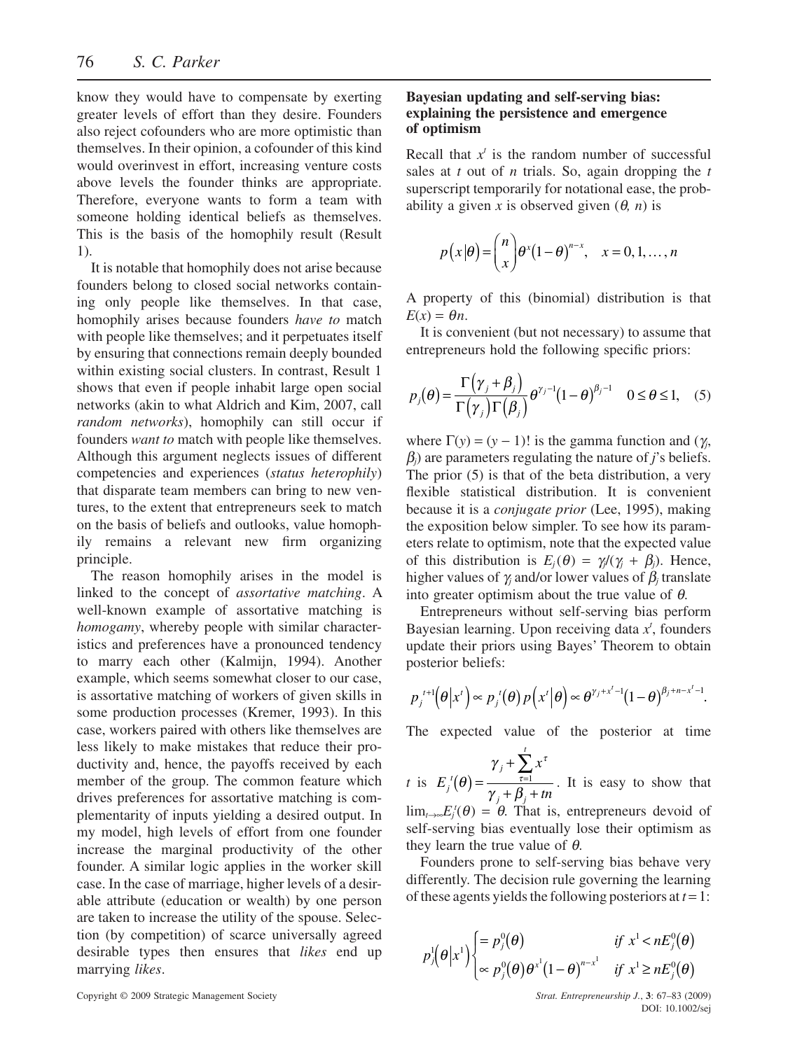know they would have to compensate by exerting greater levels of effort than they desire. Founders also reject cofounders who are more optimistic than themselves. In their opinion, a cofounder of this kind would overinvest in effort, increasing venture costs above levels the founder thinks are appropriate. Therefore, everyone wants to form a team with someone holding identical beliefs as themselves. This is the basis of the homophily result (Result 1).

It is notable that homophily does not arise because founders belong to closed social networks containing only people like themselves. In that case, homophily arises because founders *have to* match with people like themselves; and it perpetuates itself by ensuring that connections remain deeply bounded within existing social clusters. In contrast, Result 1 shows that even if people inhabit large open social networks (akin to what Aldrich and Kim, 2007, call *random networks*), homophily can still occur if founders *want to* match with people like themselves. Although this argument neglects issues of different competencies and experiences (*status heterophily*) that disparate team members can bring to new ventures, to the extent that entrepreneurs seek to match on the basis of beliefs and outlooks, value homophily remains a relevant new firm organizing principle.

The reason homophily arises in the model is linked to the concept of *assortative matching*. A well-known example of assortative matching is *homogamy*, whereby people with similar characteristics and preferences have a pronounced tendency to marry each other (Kalmijn, 1994). Another example, which seems somewhat closer to our case, is assortative matching of workers of given skills in some production processes (Kremer, 1993). In this case, workers paired with others like themselves are less likely to make mistakes that reduce their productivity and, hence, the payoffs received by each member of the group. The common feature which drives preferences for assortative matching is complementarity of inputs yielding a desired output. In my model, high levels of effort from one founder increase the marginal productivity of the other founder. A similar logic applies in the worker skill case. In the case of marriage, higher levels of a desirable attribute (education or wealth) by one person are taken to increase the utility of the spouse. Selection (by competition) of scarce universally agreed desirable types then ensures that *likes* end up marrying *likes*.

## Bayesian updating and self-serving bias: explaining the persistence and emergence of optimism

Recall that $x^t$ is the random number of successful sales at $t$ out of $n$ trials. So, again dropping the $t$ superscript temporarily for notational ease, the probability a given $x$ is observed given $(\theta, n)$ is

$$p(x|\theta) = \binom{n}{x}\theta^x(1-\theta)^{n-x}, \quad x = 0, 1, \ldots, n$$

A property of this (binomial) distribution is that $E(x) = \theta n$.

It is convenient (but not necessary) to assume that entrepreneurs hold the following specific priors:

$$p_j(\theta) = \frac{\Gamma(\gamma_j + \beta_j)}{\Gamma(\gamma_j)\Gamma(\beta_j)}\theta^{\gamma_j - 1}(1-\theta)^{\beta_j - 1} \quad 0 \leq \theta \leq 1, \quad (5)$$

where $\Gamma(y) = (y-1)!$ is the gamma function and $(\gamma_j, \beta_j)$ are parameters regulating the nature of $j$'s beliefs. The prior (5) is that of the beta distribution, a very flexible statistical distribution. It is convenient because it is a *conjugate prior* (Lee, 1995), making the exposition below simpler. To see how its parameters relate to optimism, note that the expected value of this distribution is $E_j(\theta) = \gamma_j/(\gamma_j + \beta_j)$. Hence, higher values of $\gamma_j$ and/or lower values of $\beta_j$ translate into greater optimism about the true value of $\theta$.

Entrepreneurs without self-serving bias perform Bayesian learning. Upon receiving data $x^t$, founders update their priors using Bayes' Theorem to obtain posterior beliefs:

$$p_j^{t+1}(\theta|x^t) \propto p_j^t(\theta)\,p(x^t|\theta) \propto \theta^{\gamma_j + x^t - 1}(1-\theta)^{\beta_j + n - x^t - 1}.$$

The expected value of the posterior at time $t$ is $E_j^t(\theta) = \dfrac{\gamma_j + \sum_{\tau=1}^{t} x^\tau}{\gamma_j + \beta_j + tn}$. It is easy to show that $\lim_{t\to\infty} E_j^t(\theta) = \theta$. That is, entrepreneurs devoid of self-serving bias eventually lose their optimism as they learn the true value of $\theta$.

Founders prone to self-serving bias behave very differently. The decision rule governing the learning of these agents yields the following posteriors at $t = 1$:

$$p_j^1(\theta|x^1)\begin{cases} = p_j^0(\theta) & \text{if } x^1 < nE_j^0(\theta) \\ \propto p_j^0(\theta)\,\theta^{x^1}(1-\theta)^{n-x^1} & \text{if } x^1 \geq nE_j^0(\theta) \end{cases}$$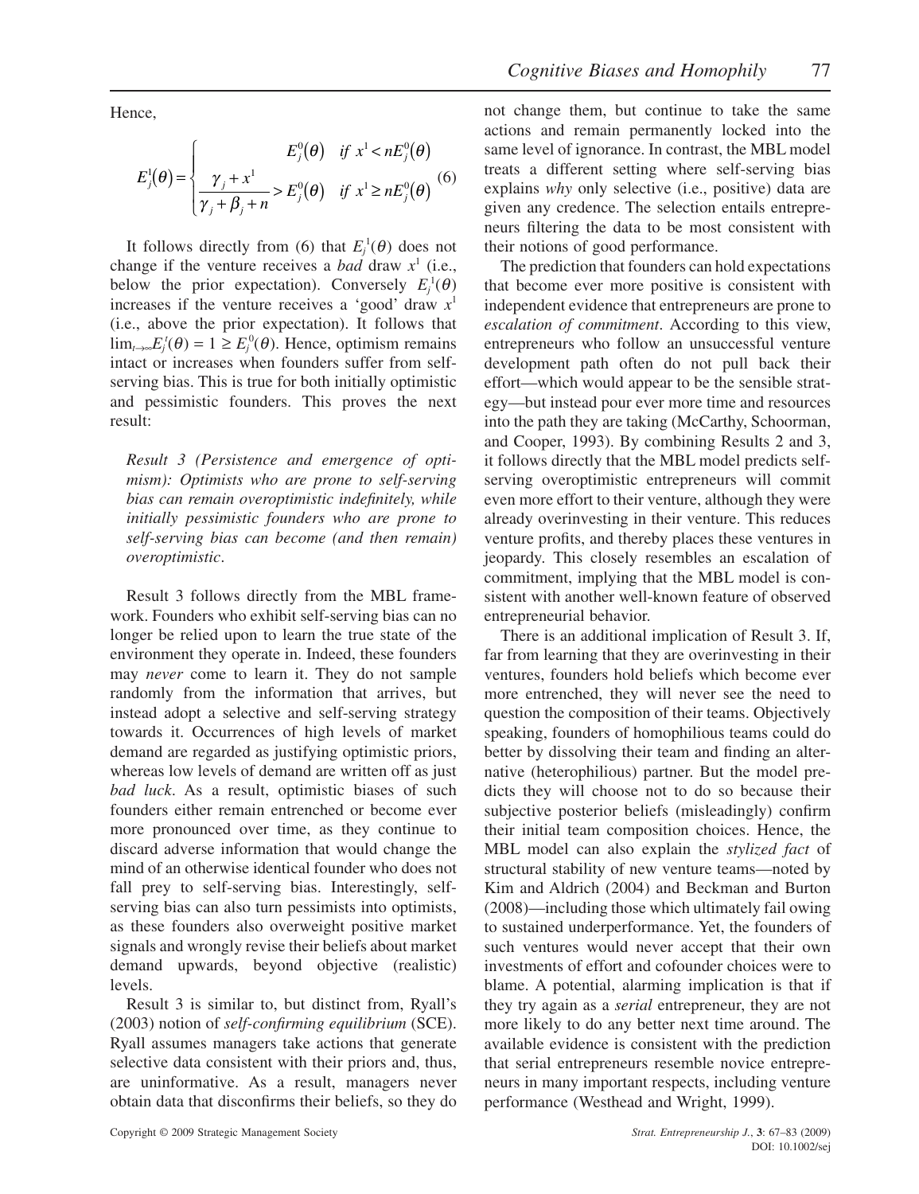Hence,

$$E_j^1(\theta) = \begin{cases} E_j^0(\theta) & \text{if } x^1 < nE_j^0(\theta) \\ \dfrac{\gamma_j + x^1}{\gamma_j + \beta_j + n} > E_j^0(\theta) & \text{if } x^1 \geq nE_j^0(\theta) \end{cases} \quad (6)$$

It follows directly from (6) that $E_j^1(\theta)$ does not change if the venture receives a *bad* draw $x^1$ (i.e., below the prior expectation). Conversely $E_j^1(\theta)$ increases if the venture receives a 'good' draw $x^1$ (i.e., above the prior expectation). It follows that $\lim_{t\to\infty} E_j^t(\theta) = 1 \geq E_j^0(\theta)$. Hence, optimism remains intact or increases when founders suffer from self-serving bias. This is true for both initially optimistic and pessimistic founders. This proves the next result:

*Result 3 (Persistence and emergence of optimism): Optimists who are prone to self-serving bias can remain overoptimistic indefinitely, while initially pessimistic founders who are prone to self-serving bias can become (and then remain) overoptimistic*.

Result 3 follows directly from the MBL framework. Founders who exhibit self-serving bias can no longer be relied upon to learn the true state of the environment they operate in. Indeed, these founders may *never* come to learn it. They do not sample randomly from the information that arrives, but instead adopt a selective and self-serving strategy towards it. Occurrences of high levels of market demand are regarded as justifying optimistic priors, whereas low levels of demand are written off as just *bad luck*. As a result, optimistic biases of such founders either remain entrenched or become ever more pronounced over time, as they continue to discard adverse information that would change the mind of an otherwise identical founder who does not fall prey to self-serving bias. Interestingly, self-serving bias can also turn pessimists into optimists, as these founders also overweight positive market signals and wrongly revise their beliefs about market demand upwards, beyond objective (realistic) levels.

Result 3 is similar to, but distinct from, Ryall's (2003) notion of *self-confirming equilibrium* (SCE). Ryall assumes managers take actions that generate selective data consistent with their priors and, thus, are uninformative. As a result, managers never obtain data that disconfirms their beliefs, so they do not change them, but continue to take the same actions and remain permanently locked into the same level of ignorance. In contrast, the MBL model treats a different setting where self-serving bias explains *why* only selective (i.e., positive) data are given any credence. The selection entails entrepreneurs filtering the data to be most consistent with their notions of good performance.

The prediction that founders can hold expectations that become ever more positive is consistent with independent evidence that entrepreneurs are prone to *escalation of commitment*. According to this view, entrepreneurs who follow an unsuccessful venture development path often do not pull back their effort—which would appear to be the sensible strategy—but instead pour ever more time and resources into the path they are taking (McCarthy, Schoorman, and Cooper, 1993). By combining Results 2 and 3, it follows directly that the MBL model predicts self-serving overoptimistic entrepreneurs will commit even more effort to their venture, although they were already overinvesting in their venture. This reduces venture profits, and thereby places these ventures in jeopardy. This closely resembles an escalation of commitment, implying that the MBL model is consistent with another well-known feature of observed entrepreneurial behavior.

There is an additional implication of Result 3. If, far from learning that they are overinvesting in their ventures, founders hold beliefs which become ever more entrenched, they will never see the need to question the composition of their teams. Objectively speaking, founders of homophilious teams could do better by dissolving their team and finding an alternative (heterophilious) partner. But the model predicts they will choose not to do so because their subjective posterior beliefs (misleadingly) confirm their initial team composition choices. Hence, the MBL model can also explain the *stylized fact* of structural stability of new venture teams—noted by Kim and Aldrich (2004) and Beckman and Burton (2008)—including those which ultimately fail owing to sustained underperformance. Yet, the founders of such ventures would never accept that their own investments of effort and cofounder choices were to blame. A potential, alarming implication is that if they try again as a *serial* entrepreneur, they are not more likely to do any better next time around. The available evidence is consistent with the prediction that serial entrepreneurs resemble novice entrepreneurs in many important respects, including venture performance (Westhead and Wright, 1999).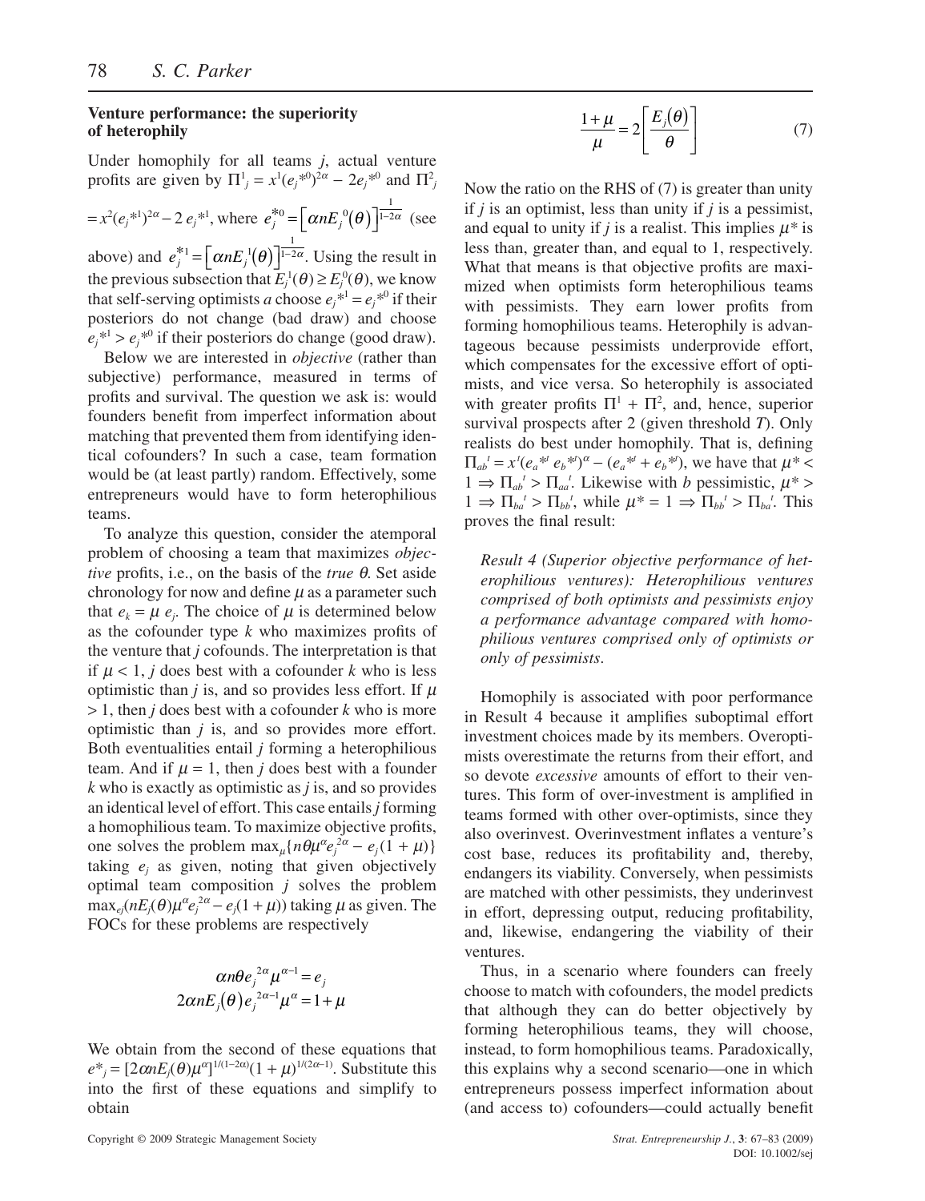### Venture performance: the superiority of heterophily

Under homophily for all teams $j$, actual venture profits are given by $\Pi^1_j = x^1(e_j{*}^0)^{2\alpha} - 2e_j{*}^0$ and $\Pi^2_j = x^2(e_j{*}^1)^{2\alpha} - 2\,e_j{*}^1$, where $e_j^{*0} = \left[\alpha n E_j^0(\theta)\right]^{\frac{1}{1-2\alpha}}$ (see above) and $e_j^{*1} = \left[\alpha n E_j^1(\theta)\right]^{\frac{1}{1-2\alpha}}$. Using the result in the previous subsection that $E_j^1(\theta) \geq E_j^0(\theta)$, we know that self-serving optimists $a$ choose $e_j{*}^1 = e_j{*}^0$ if their posteriors do not change (bad draw) and choose $e_j{*}^1 > e_j{*}^0$ if their posteriors do change (good draw).

Below we are interested in *objective* (rather than subjective) performance, measured in terms of profits and survival. The question we ask is: would founders benefit from imperfect information about matching that prevented them from identifying identical cofounders? In such a case, team formation would be (at least partly) random. Effectively, some entrepreneurs would have to form heterophilious teams.

To analyze this question, consider the atemporal problem of choosing a team that maximizes *objective* profits, i.e., on the basis of the *true* $\theta$. Set aside chronology for now and define $\mu$ as a parameter such that $e_k = \mu\, e_j$. The choice of $\mu$ is determined below as the cofounder type $k$ who maximizes profits of the venture that $j$ cofounds. The interpretation is that if $\mu < 1$, $j$ does best with a cofounder $k$ who is less optimistic than $j$ is, and so provides less effort. If $\mu > 1$, then $j$ does best with a cofounder $k$ who is more optimistic than $j$ is, and so provides more effort. Both eventualities entail $j$ forming a heterophilious team. And if $\mu = 1$, then $j$ does best with a founder $k$ who is exactly as optimistic as $j$ is, and so provides an identical level of effort. This case entails $j$ forming a homophilious team. To maximize objective profits, one solves the problem $\max_\mu\{n\theta\mu^\alpha e_j^{2\alpha} - e_j(1+\mu)\}$ taking $e_j$ as given, noting that given objectively optimal team composition $j$ solves the problem $\max_{e_j}(nE_j(\theta)\mu^\alpha e_j^{2\alpha} - e_j(1+\mu))$ taking $\mu$ as given. The FOCs for these problems are respectively

$$\alpha n\theta e_j^{2\alpha}\mu^{\alpha-1} = e_j$$

$$2\alpha nE_j(\theta)e_j^{2\alpha-1}\mu^\alpha = 1+\mu$$

We obtain from the second of these equations that $e^*_j = [2\alpha nE_j(\theta)\mu^\alpha]^{1/(1-2\alpha)}(1+\mu)^{1/(2\alpha-1)}$. Substitute this into the first of these equations and simplify to obtain

$$\frac{1+\mu}{\mu} = 2\left[\frac{E_j(\theta)}{\theta}\right] \tag{7}$$

Now the ratio on the RHS of (7) is greater than unity if $j$ is an optimist, less than unity if $j$ is a pessimist, and equal to unity if $j$ is a realist. This implies $\mu^*$ is less than, greater than, and equal to 1, respectively. What that means is that objective profits are maximized when optimists form heterophilious teams with pessimists. They earn lower profits from forming homophilious teams. Heterophily is advantageous because pessimists underprovide effort, which compensates for the excessive effort of optimists, and vice versa. So heterophily is associated with greater profits $\Pi^1 + \Pi^2$, and, hence, superior survival prospects after 2 (given threshold $T$). Only realists do best under homophily. That is, defining $\Pi_{ab}{}^t = x^t(e_a{*}^t\, e_b{*}^t)^\alpha - (e_a{*}^t + e_b{*}^t)$, we have that $\mu^* < 1 \Rightarrow \Pi_{ab}{}^t > \Pi_{aa}{}^t$. Likewise with $b$ pessimistic, $\mu^* > 1 \Rightarrow \Pi_{ba}{}^t > \Pi_{bb}{}^t$, while $\mu^* = 1 \Rightarrow \Pi_{bb}{}^t > \Pi_{ba}{}^t$. This proves the final result:

> *Result 4 (Superior objective performance of heterophilious ventures): Heterophilious ventures comprised of both optimists and pessimists enjoy a performance advantage compared with homophilious ventures comprised only of optimists or only of pessimists.*

Homophily is associated with poor performance in Result 4 because it amplifies suboptimal effort investment choices made by its members. Overoptimists overestimate the returns from their effort, and so devote *excessive* amounts of effort to their ventures. This form of over-investment is amplified in teams formed with other over-optimists, since they also overinvest. Overinvestment inflates a venture's cost base, reduces its profitability and, thereby, endangers its viability. Conversely, when pessimists are matched with other pessimists, they underinvest in effort, depressing output, reducing profitability, and, likewise, endangering the viability of their ventures.

Thus, in a scenario where founders can freely choose to match with cofounders, the model predicts that although they can do better objectively by forming heterophilious teams, they will choose, instead, to form homophilious teams. Paradoxically, this explains why a second scenario—one in which entrepreneurs possess imperfect information about (and access to) cofounders—could actually benefit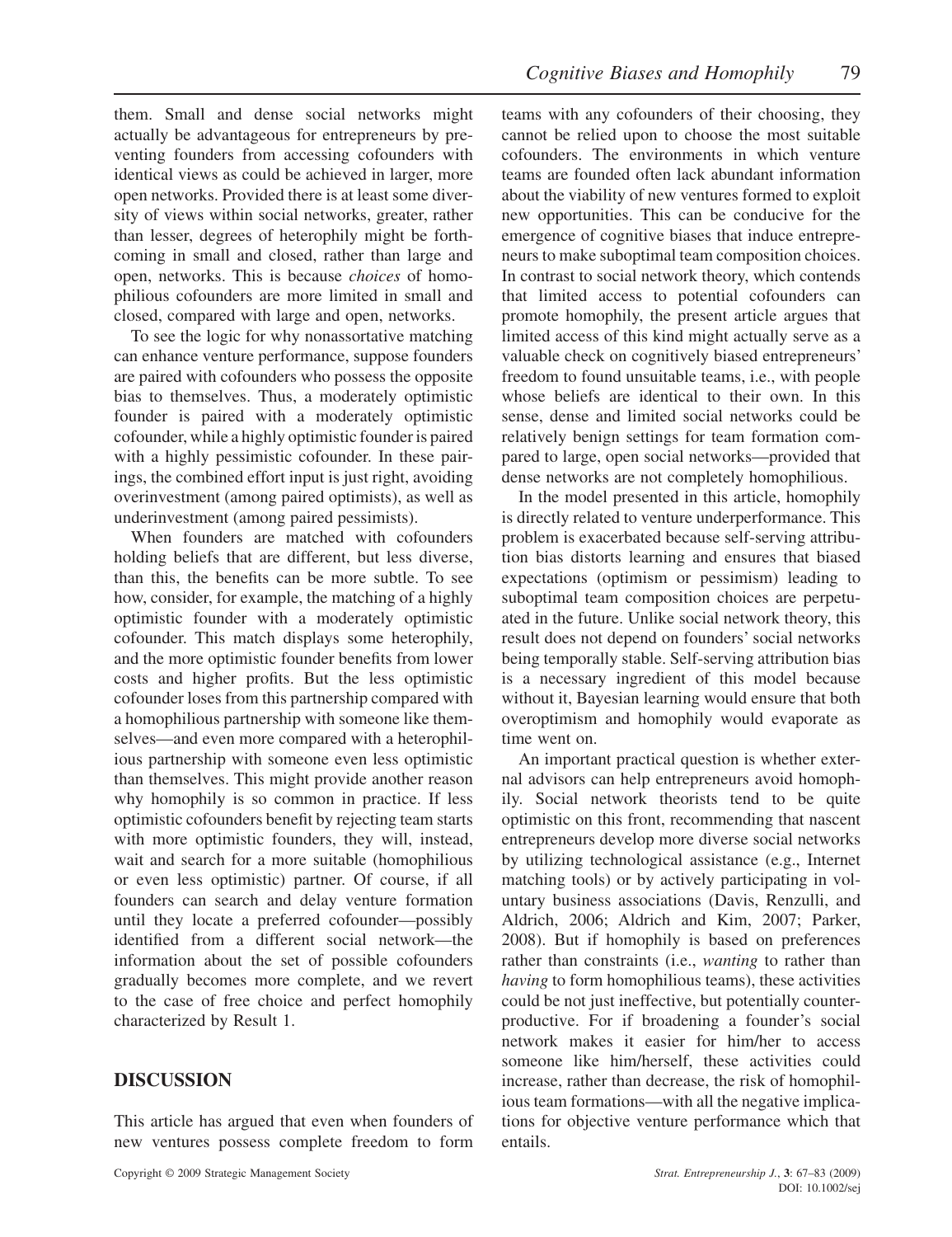them. Small and dense social networks might actually be advantageous for entrepreneurs by preventing founders from accessing cofounders with identical views as could be achieved in larger, more open networks. Provided there is at least some diversity of views within social networks, greater, rather than lesser, degrees of heterophily might be forthcoming in small and closed, rather than large and open, networks. This is because *choices* of homophilious cofounders are more limited in small and closed, compared with large and open, networks.

To see the logic for why nonassortative matching can enhance venture performance, suppose founders are paired with cofounders who possess the opposite bias to themselves. Thus, a moderately optimistic founder is paired with a moderately optimistic cofounder, while a highly optimistic founder is paired with a highly pessimistic cofounder. In these pairings, the combined effort input is just right, avoiding overinvestment (among paired optimists), as well as underinvestment (among paired pessimists).

When founders are matched with cofounders holding beliefs that are different, but less diverse, than this, the benefits can be more subtle. To see how, consider, for example, the matching of a highly optimistic founder with a moderately optimistic cofounder. This match displays some heterophily, and the more optimistic founder benefits from lower costs and higher profits. But the less optimistic cofounder loses from this partnership compared with a homophilious partnership with someone like themselves—and even more compared with a heterophilious partnership with someone even less optimistic than themselves. This might provide another reason why homophily is so common in practice. If less optimistic cofounders benefit by rejecting team starts with more optimistic founders, they will, instead, wait and search for a more suitable (homophilious or even less optimistic) partner. Of course, if all founders can search and delay venture formation until they locate a preferred cofounder—possibly identified from a different social network—the information about the set of possible cofounders gradually becomes more complete, and we revert to the case of free choice and perfect homophily characterized by Result 1.

## DISCUSSION

This article has argued that even when founders of new ventures possess complete freedom to form teams with any cofounders of their choosing, they cannot be relied upon to choose the most suitable cofounders. The environments in which venture teams are founded often lack abundant information about the viability of new ventures formed to exploit new opportunities. This can be conducive for the emergence of cognitive biases that induce entrepreneurs to make suboptimal team composition choices. In contrast to social network theory, which contends that limited access to potential cofounders can promote homophily, the present article argues that limited access of this kind might actually serve as a valuable check on cognitively biased entrepreneurs' freedom to found unsuitable teams, i.e., with people whose beliefs are identical to their own. In this sense, dense and limited social networks could be relatively benign settings for team formation compared to large, open social networks—provided that dense networks are not completely homophilious.

In the model presented in this article, homophily is directly related to venture underperformance. This problem is exacerbated because self-serving attribution bias distorts learning and ensures that biased expectations (optimism or pessimism) leading to suboptimal team composition choices are perpetuated in the future. Unlike social network theory, this result does not depend on founders' social networks being temporally stable. Self-serving attribution bias is a necessary ingredient of this model because without it, Bayesian learning would ensure that both overoptimism and homophily would evaporate as time went on.

An important practical question is whether external advisors can help entrepreneurs avoid homophily. Social network theorists tend to be quite optimistic on this front, recommending that nascent entrepreneurs develop more diverse social networks by utilizing technological assistance (e.g., Internet matching tools) or by actively participating in voluntary business associations (Davis, Renzulli, and Aldrich, 2006; Aldrich and Kim, 2007; Parker, 2008). But if homophily is based on preferences rather than constraints (i.e., *wanting* to rather than *having* to form homophilious teams), these activities could be not just ineffective, but potentially counterproductive. For if broadening a founder's social network makes it easier for him/her to access someone like him/herself, these activities could increase, rather than decrease, the risk of homophilious team formations—with all the negative implications for objective venture performance which that entails.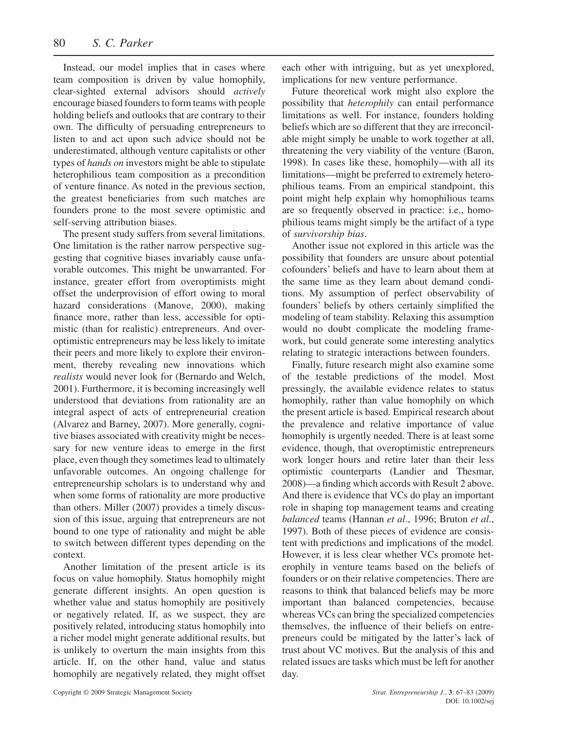Instead, our model implies that in cases where team composition is driven by value homophily, clear-sighted external advisors should *actively* encourage biased founders to form teams with people holding beliefs and outlooks that are contrary to their own. The difficulty of persuading entrepreneurs to listen to and act upon such advice should not be underestimated, although venture capitalists or other types of *hands on* investors might be able to stipulate heterophilious team composition as a precondition of venture finance. As noted in the previous section, the greatest beneficiaries from such matches are founders prone to the most severe optimistic and self-serving attribution biases.

The present study suffers from several limitations. One limitation is the rather narrow perspective suggesting that cognitive biases invariably cause unfavorable outcomes. This might be unwarranted. For instance, greater effort from overoptimists might offset the underprovision of effort owing to moral hazard considerations (Manove, 2000), making finance more, rather than less, accessible for optimistic (than for realistic) entrepreneurs. And overoptimistic entrepreneurs may be less likely to imitate their peers and more likely to explore their environment, thereby revealing new innovations which *realists* would never look for (Bernardo and Welch, 2001). Furthermore, it is becoming increasingly well understood that deviations from rationality are an integral aspect of acts of entrepreneurial creation (Alvarez and Barney, 2007). More generally, cognitive biases associated with creativity might be necessary for new venture ideas to emerge in the first place, even though they sometimes lead to ultimately unfavorable outcomes. An ongoing challenge for entrepreneurship scholars is to understand why and when some forms of rationality are more productive than others. Miller (2007) provides a timely discussion of this issue, arguing that entrepreneurs are not bound to one type of rationality and might be able to switch between different types depending on the context.

Another limitation of the present article is its focus on value homophily. Status homophily might generate different insights. An open question is whether value and status homophily are positively or negatively related. If, as we suspect, they are positively related, introducing status homophily into a richer model might generate additional results, but is unlikely to overturn the main insights from this article. If, on the other hand, value and status homophily are negatively related, they might offset each other with intriguing, but as yet unexplored, implications for new venture performance.

Future theoretical work might also explore the possibility that *heterophily* can entail performance limitations as well. For instance, founders holding beliefs which are so different that they are irreconcilable might simply be unable to work together at all, threatening the very viability of the venture (Baron, 1998). In cases like these, homophily—with all its limitations—might be preferred to extremely heterophilious teams. From an empirical standpoint, this point might help explain why homophilious teams are so frequently observed in practice: i.e., homophilious teams might simply be the artifact of a type of *survivorship bias*.

Another issue not explored in this article was the possibility that founders are unsure about potential cofounders' beliefs and have to learn about them at the same time as they learn about demand conditions. My assumption of perfect observability of founders' beliefs by others certainly simplified the modeling of team stability. Relaxing this assumption would no doubt complicate the modeling framework, but could generate some interesting analytics relating to strategic interactions between founders.

Finally, future research might also examine some of the testable predictions of the model. Most pressingly, the available evidence relates to status homophily, rather than value homophily on which the present article is based. Empirical research about the prevalence and relative importance of value homophily is urgently needed. There is at least some evidence, though, that overoptimistic entrepreneurs work longer hours and retire later than their less optimistic counterparts (Landier and Thesmar, 2008)—a finding which accords with Result 2 above. And there is evidence that VCs do play an important role in shaping top management teams and creating *balanced* teams (Hannan *et al*., 1996; Bruton *et al*., 1997). Both of these pieces of evidence are consistent with predictions and implications of the model. However, it is less clear whether VCs promote heterophily in venture teams based on the beliefs of founders or on their relative competencies. There are reasons to think that balanced beliefs may be more important than balanced competencies, because whereas VCs can bring the specialized competencies themselves, the influence of their beliefs on entrepreneurs could be mitigated by the latter's lack of trust about VC motives. But the analysis of this and related issues are tasks which must be left for another day.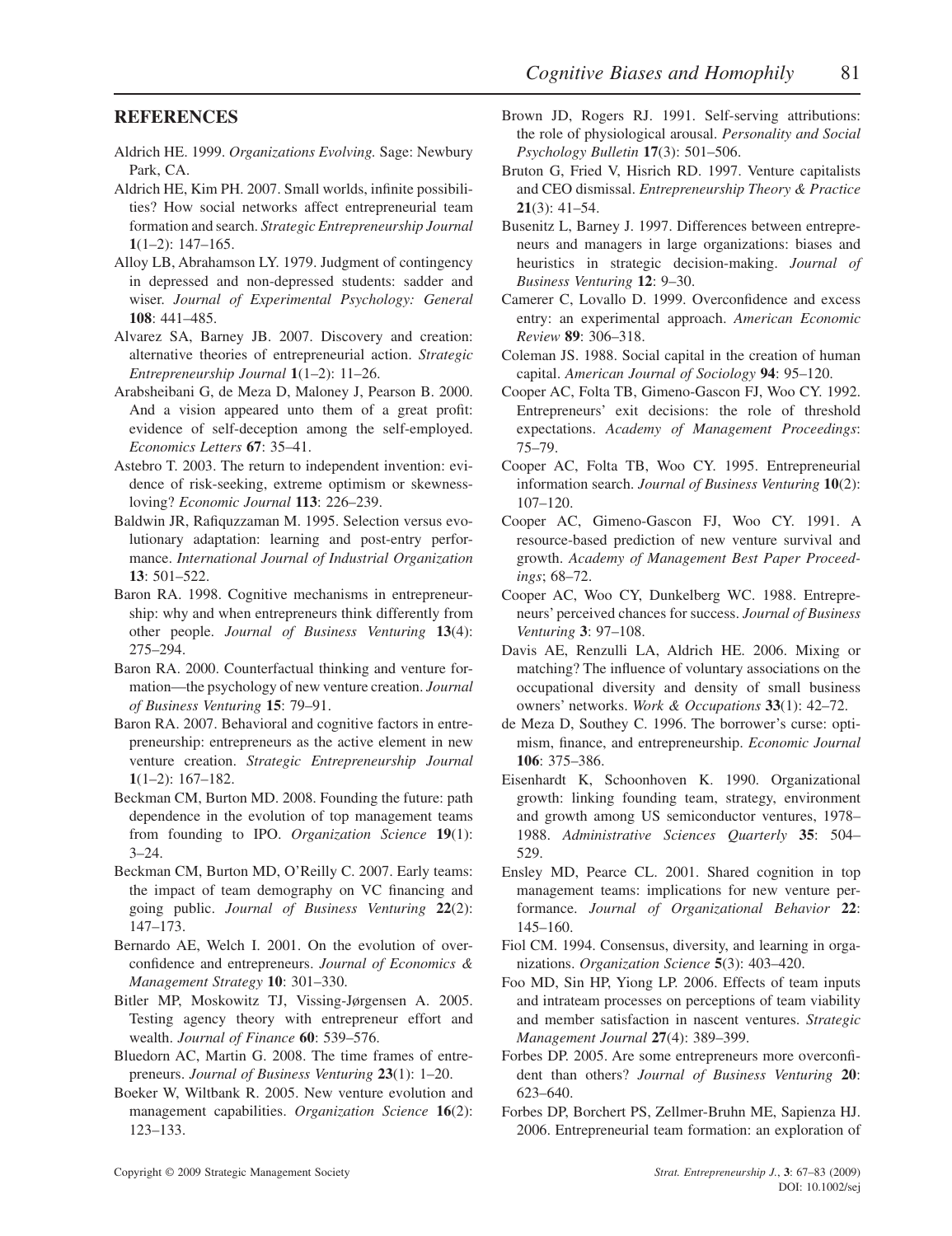## REFERENCES

Aldrich HE. 1999. *Organizations Evolving.* Sage: Newbury Park, CA.

Aldrich HE, Kim PH. 2007. Small worlds, infinite possibilities? How social networks affect entrepreneurial team formation and search. *Strategic Entrepreneurship Journal* **1**(1–2): 147–165.

Alloy LB, Abrahamson LY. 1979. Judgment of contingency in depressed and non-depressed students: sadder and wiser. *Journal of Experimental Psychology: General* **108**: 441–485.

Alvarez SA, Barney JB. 2007. Discovery and creation: alternative theories of entrepreneurial action. *Strategic Entrepreneurship Journal* **1**(1–2): 11–26.

Arabsheibani G, de Meza D, Maloney J, Pearson B. 2000. And a vision appeared unto them of a great profit: evidence of self-deception among the self-employed. *Economics Letters* **67**: 35–41.

Astebro T. 2003. The return to independent invention: evidence of risk-seeking, extreme optimism or skewness-loving? *Economic Journal* **113**: 226–239.

Baldwin JR, Rafiquzzaman M. 1995. Selection versus evolutionary adaptation: learning and post-entry performance. *International Journal of Industrial Organization* **13**: 501–522.

Baron RA. 1998. Cognitive mechanisms in entrepreneurship: why and when entrepreneurs think differently from other people. *Journal of Business Venturing* **13**(4): 275–294.

Baron RA. 2000. Counterfactual thinking and venture formation—the psychology of new venture creation. *Journal of Business Venturing* **15**: 79–91.

Baron RA. 2007. Behavioral and cognitive factors in entrepreneurship: entrepreneurs as the active element in new venture creation. *Strategic Entrepreneurship Journal* **1**(1–2): 167–182.

Beckman CM, Burton MD. 2008. Founding the future: path dependence in the evolution of top management teams from founding to IPO. *Organization Science* **19**(1): 3–24.

Beckman CM, Burton MD, O'Reilly C. 2007. Early teams: the impact of team demography on VC financing and going public. *Journal of Business Venturing* **22**(2): 147–173.

Bernardo AE, Welch I. 2001. On the evolution of overconfidence and entrepreneurs. *Journal of Economics & Management Strategy* **10**: 301–330.

Bitler MP, Moskowitz TJ, Vissing-Jørgensen A. 2005. Testing agency theory with entrepreneur effort and wealth. *Journal of Finance* **60**: 539–576.

Bluedorn AC, Martin G. 2008. The time frames of entrepreneurs. *Journal of Business Venturing* **23**(1): 1–20.

Boeker W, Wiltbank R. 2005. New venture evolution and management capabilities. *Organization Science* **16**(2): 123–133.

Brown JD, Rogers RJ. 1991. Self-serving attributions: the role of physiological arousal. *Personality and Social Psychology Bulletin* **17**(3): 501–506.

Bruton G, Fried V, Hisrich RD. 1997. Venture capitalists and CEO dismissal. *Entrepreneurship Theory & Practice* **21**(3): 41–54.

Busenitz L, Barney J. 1997. Differences between entrepreneurs and managers in large organizations: biases and heuristics in strategic decision-making. *Journal of Business Venturing* **12**: 9–30.

Camerer C, Lovallo D. 1999. Overconfidence and excess entry: an experimental approach. *American Economic Review* **89**: 306–318.

Coleman JS. 1988. Social capital in the creation of human capital. *American Journal of Sociology* **94**: 95–120.

Cooper AC, Folta TB, Gimeno-Gascon FJ, Woo CY. 1992. Entrepreneurs' exit decisions: the role of threshold expectations. *Academy of Management Proceedings*: 75–79.

Cooper AC, Folta TB, Woo CY. 1995. Entrepreneurial information search. *Journal of Business Venturing* **10**(2): 107–120.

Cooper AC, Gimeno-Gascon FJ, Woo CY. 1991. A resource-based prediction of new venture survival and growth. *Academy of Management Best Paper Proceedings*; 68–72.

Cooper AC, Woo CY, Dunkelberg WC. 1988. Entrepreneurs' perceived chances for success. *Journal of Business Venturing* **3**: 97–108.

Davis AE, Renzulli LA, Aldrich HE. 2006. Mixing or matching? The influence of voluntary associations on the occupational diversity and density of small business owners' networks. *Work & Occupations* **33**(1): 42–72.

de Meza D, Southey C. 1996. The borrower's curse: optimism, finance, and entrepreneurship. *Economic Journal* **106**: 375–386.

Eisenhardt K, Schoonhoven K. 1990. Organizational growth: linking founding team, strategy, environment and growth among US semiconductor ventures, 1978–1988. *Administrative Sciences Quarterly* **35**: 504–529.

Ensley MD, Pearce CL. 2001. Shared cognition in top management teams: implications for new venture performance. *Journal of Organizational Behavior* **22**: 145–160.

Fiol CM. 1994. Consensus, diversity, and learning in organizations. *Organization Science* **5**(3): 403–420.

Foo MD, Sin HP, Yiong LP. 2006. Effects of team inputs and intrateam processes on perceptions of team viability and member satisfaction in nascent ventures. *Strategic Management Journal* **27**(4): 389–399.

Forbes DP. 2005. Are some entrepreneurs more overconfident than others? *Journal of Business Venturing* **20**: 623–640.

Forbes DP, Borchert PS, Zellmer-Bruhn ME, Sapienza HJ. 2006. Entrepreneurial team formation: an exploration of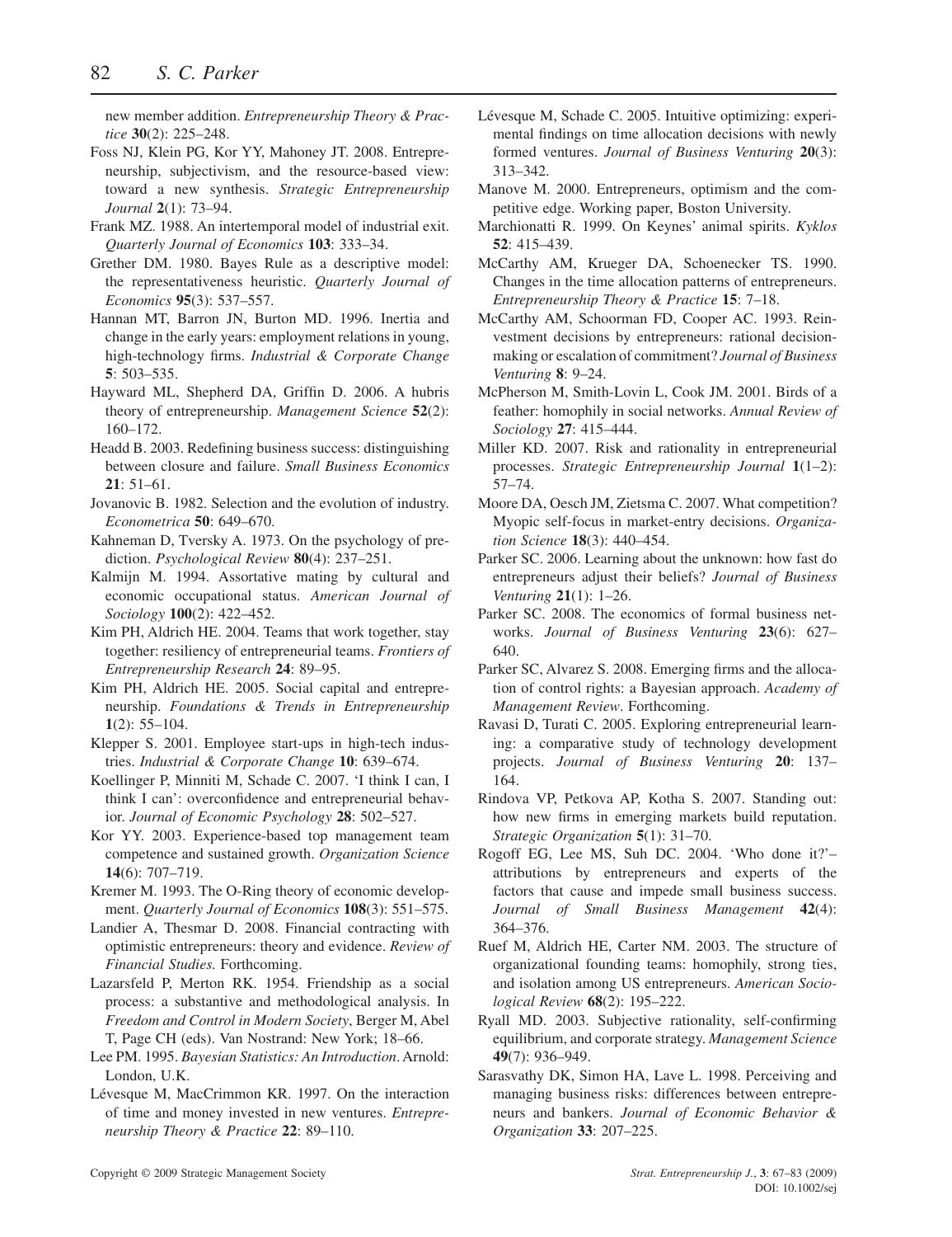new member addition. *Entrepreneurship Theory & Practice* **30**(2): 225–248.

Foss NJ, Klein PG, Kor YY, Mahoney JT. 2008. Entrepreneurship, subjectivism, and the resource-based view: toward a new synthesis. *Strategic Entrepreneurship Journal* **2**(1): 73–94.

Frank MZ. 1988. An intertemporal model of industrial exit. *Quarterly Journal of Economics* **103**: 333–34.

Grether DM. 1980. Bayes Rule as a descriptive model: the representativeness heuristic. *Quarterly Journal of Economics* **95**(3): 537–557.

Hannan MT, Barron JN, Burton MD. 1996. Inertia and change in the early years: employment relations in young, high-technology firms. *Industrial & Corporate Change* **5**: 503–535.

Hayward ML, Shepherd DA, Griffin D. 2006. A hubris theory of entrepreneurship. *Management Science* **52**(2): 160–172.

Headd B. 2003. Redefining business success: distinguishing between closure and failure. *Small Business Economics* **21**: 51–61.

Jovanovic B. 1982. Selection and the evolution of industry. *Econometrica* **50**: 649–670.

Kahneman D, Tversky A. 1973. On the psychology of prediction. *Psychological Review* **80**(4): 237–251.

Kalmijn M. 1994. Assortative mating by cultural and economic occupational status. *American Journal of Sociology* **100**(2): 422–452.

Kim PH, Aldrich HE. 2004. Teams that work together, stay together: resiliency of entrepreneurial teams. *Frontiers of Entrepreneurship Research* **24**: 89–95.

Kim PH, Aldrich HE. 2005. Social capital and entrepreneurship. *Foundations & Trends in Entrepreneurship* **1**(2): 55–104.

Klepper S. 2001. Employee start-ups in high-tech industries. *Industrial & Corporate Change* **10**: 639–674.

Koellinger P, Minniti M, Schade C. 2007. 'I think I can, I think I can': overconfidence and entrepreneurial behavior. *Journal of Economic Psychology* **28**: 502–527.

Kor YY. 2003. Experience-based top management team competence and sustained growth. *Organization Science* **14**(6): 707–719.

Kremer M. 1993. The O-Ring theory of economic development. *Quarterly Journal of Economics* **108**(3): 551–575.

Landier A, Thesmar D. 2008. Financial contracting with optimistic entrepreneurs: theory and evidence. *Review of Financial Studies.* Forthcoming.

Lazarsfeld P, Merton RK. 1954. Friendship as a social process: a substantive and methodological analysis. In *Freedom and Control in Modern Society*, Berger M, Abel T, Page CH (eds). Van Nostrand: New York; 18–66.

Lee PM. 1995. *Bayesian Statistics: An Introduction*. Arnold: London, U.K.

Lévesque M, MacCrimmon KR. 1997. On the interaction of time and money invested in new ventures. *Entrepreneurship Theory & Practice* **22**: 89–110.

Lévesque M, Schade C. 2005. Intuitive optimizing: experimental findings on time allocation decisions with newly formed ventures. *Journal of Business Venturing* **20**(3): 313–342.

Manove M. 2000. Entrepreneurs, optimism and the competitive edge. Working paper, Boston University.

Marchionatti R. 1999. On Keynes' animal spirits. *Kyklos* **52**: 415–439.

McCarthy AM, Krueger DA, Schoenecker TS. 1990. Changes in the time allocation patterns of entrepreneurs. *Entrepreneurship Theory & Practice* **15**: 7–18.

McCarthy AM, Schoorman FD, Cooper AC. 1993. Reinvestment decisions by entrepreneurs: rational decision-making or escalation of commitment? *Journal of Business Venturing* **8**: 9–24.

McPherson M, Smith-Lovin L, Cook JM. 2001. Birds of a feather: homophily in social networks. *Annual Review of Sociology* **27**: 415–444.

Miller KD. 2007. Risk and rationality in entrepreneurial processes. *Strategic Entrepreneurship Journal* **1**(1–2): 57–74.

Moore DA, Oesch JM, Zietsma C. 2007. What competition? Myopic self-focus in market-entry decisions. *Organization Science* **18**(3): 440–454.

Parker SC. 2006. Learning about the unknown: how fast do entrepreneurs adjust their beliefs? *Journal of Business Venturing* **21**(1): 1–26.

Parker SC. 2008. The economics of formal business networks. *Journal of Business Venturing* **23**(6): 627–640.

Parker SC, Alvarez S. 2008. Emerging firms and the allocation of control rights: a Bayesian approach. *Academy of Management Review*. Forthcoming.

Ravasi D, Turati C. 2005. Exploring entrepreneurial learning: a comparative study of technology development projects. *Journal of Business Venturing* **20**: 137–164.

Rindova VP, Petkova AP, Kotha S. 2007. Standing out: how new firms in emerging markets build reputation. *Strategic Organization* **5**(1): 31–70.

Rogoff EG, Lee MS, Suh DC. 2004. 'Who done it?'– attributions by entrepreneurs and experts of the factors that cause and impede small business success. *Journal of Small Business Management* **42**(4): 364–376.

Ruef M, Aldrich HE, Carter NM. 2003. The structure of organizational founding teams: homophily, strong ties, and isolation among US entrepreneurs. *American Sociological Review* **68**(2): 195–222.

Ryall MD. 2003. Subjective rationality, self-confirming equilibrium, and corporate strategy. *Management Science* **49**(7): 936–949.

Sarasvathy DK, Simon HA, Lave L. 1998. Perceiving and managing business risks: differences between entrepreneurs and bankers. *Journal of Economic Behavior & Organization* **33**: 207–225.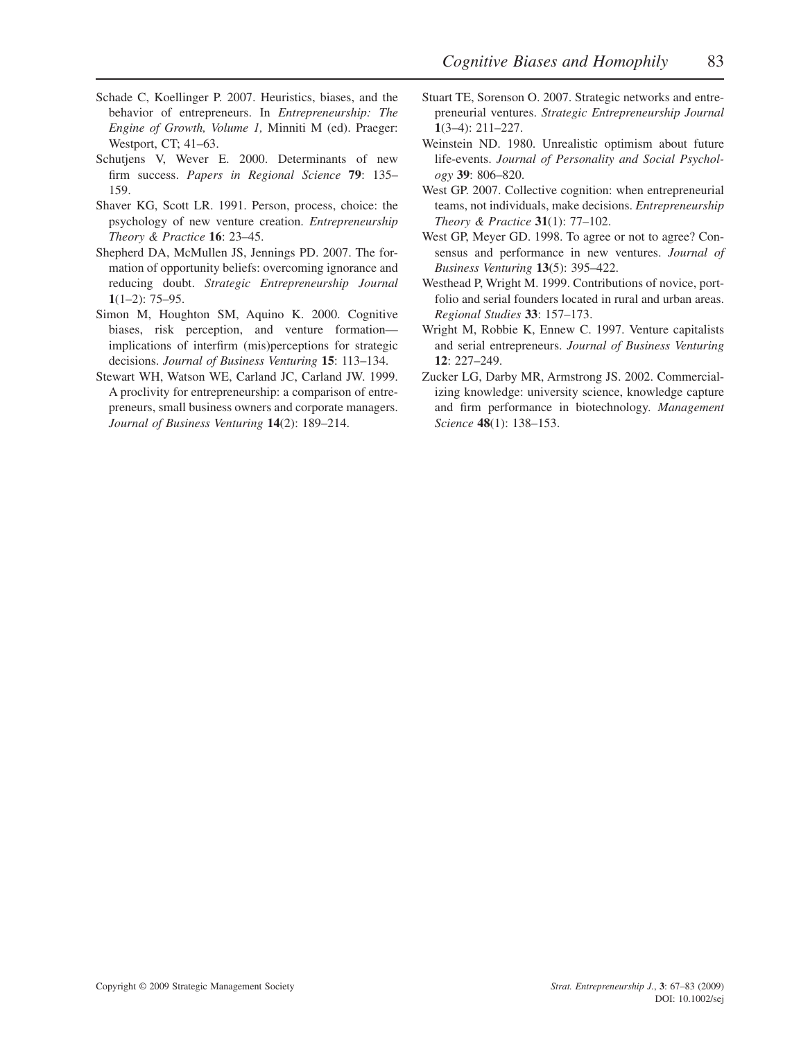Schade C, Koellinger P. 2007. Heuristics, biases, and the behavior of entrepreneurs. In *Entrepreneurship: The Engine of Growth, Volume 1,* Minniti M (ed). Praeger: Westport, CT; 41–63.

Schutjens V, Wever E. 2000. Determinants of new firm success. *Papers in Regional Science* **79**: 135–159.

Shaver KG, Scott LR. 1991. Person, process, choice: the psychology of new venture creation. *Entrepreneurship Theory & Practice* **16**: 23–45.

Shepherd DA, McMullen JS, Jennings PD. 2007. The formation of opportunity beliefs: overcoming ignorance and reducing doubt. *Strategic Entrepreneurship Journal* **1**(1–2): 75–95.

Simon M, Houghton SM, Aquino K. 2000. Cognitive biases, risk perception, and venture formation—implications of interfirm (mis)perceptions for strategic decisions. *Journal of Business Venturing* **15**: 113–134.

Stewart WH, Watson WE, Carland JC, Carland JW. 1999. A proclivity for entrepreneurship: a comparison of entrepreneurs, small business owners and corporate managers. *Journal of Business Venturing* **14**(2): 189–214.

Stuart TE, Sorenson O. 2007. Strategic networks and entrepreneurial ventures. *Strategic Entrepreneurship Journal* **1**(3–4): 211–227.

Weinstein ND. 1980. Unrealistic optimism about future life-events. *Journal of Personality and Social Psychology* **39**: 806–820.

West GP. 2007. Collective cognition: when entrepreneurial teams, not individuals, make decisions. *Entrepreneurship Theory & Practice* **31**(1): 77–102.

West GP, Meyer GD. 1998. To agree or not to agree? Consensus and performance in new ventures. *Journal of Business Venturing* **13**(5): 395–422.

Westhead P, Wright M. 1999. Contributions of novice, portfolio and serial founders located in rural and urban areas. *Regional Studies* **33**: 157–173.

Wright M, Robbie K, Ennew C. 1997. Venture capitalists and serial entrepreneurs. *Journal of Business Venturing* **12**: 227–249.

Zucker LG, Darby MR, Armstrong JS. 2002. Commercializing knowledge: university science, knowledge capture and firm performance in biotechnology. *Management Science* **48**(1): 138–153.